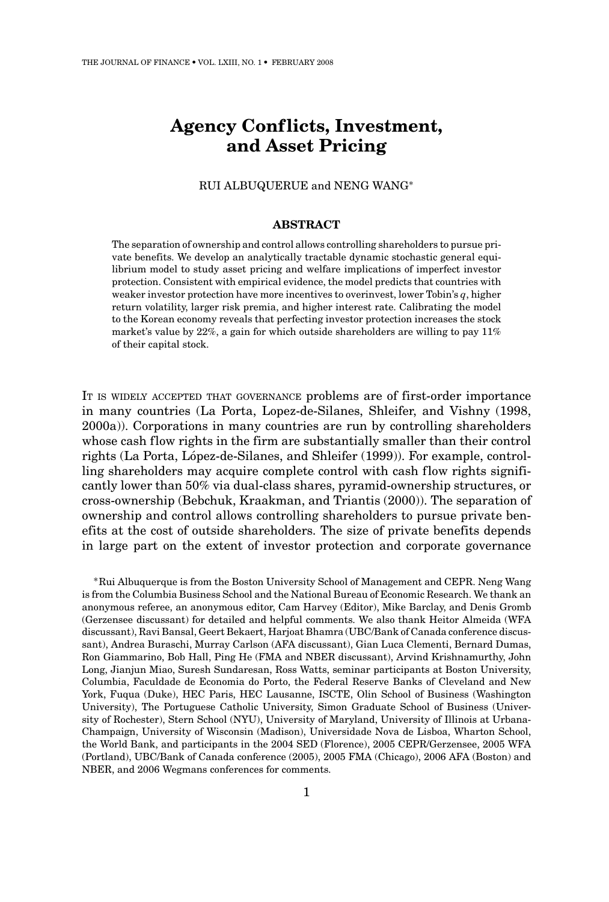# Agency Conflicts, Investment, and Asset Pricing

RUI ALBUQUERUE and NENG WANG*

## ABSTRACT

The separation of ownership and control allows controlling shareholders to pursue private benefits. We develop an analytically tractable dynamic stochastic general equilibrium model to study asset pricing and welfare implications of imperfect investor protection. Consistent with empirical evidence, the model predicts that countries with weaker investor protection have more incentives to overinvest, lower Tobin's $q$, higher return volatility, larger risk premia, and higher interest rate. Calibrating the model to the Korean economy reveals that perfecting investor protection increases the stock market's value by 22%, a gain for which outside shareholders are willing to pay 11% of their capital stock.

IT IS WIDELY ACCEPTED THAT GOVERNANCE problems are of first-order importance in many countries (La Porta, Lopez-de-Silanes, Shleifer, and Vishny (1998, 2000a)). Corporations in many countries are run by controlling shareholders whose cash flow rights in the firm are substantially smaller than their control rights (La Porta, López-de-Silanes, and Shleifer (1999)). For example, controlling shareholders may acquire complete control with cash flow rights significantly lower than 50% via dual-class shares, pyramid-ownership structures, or cross-ownership (Bebchuk, Kraakman, and Triantis (2000)). The separation of ownership and control allows controlling shareholders to pursue private benefits at the cost of outside shareholders. The size of private benefits depends in large part on the extent of investor protection and corporate governance

*Rui Albuquerque is from the Boston University School of Management and CEPR. Neng Wang is from the Columbia Business School and the National Bureau of Economic Research. We thank an anonymous referee, an anonymous editor, Cam Harvey (Editor), Mike Barclay, and Denis Gromb (Gerzensee discussant) for detailed and helpful comments. We also thank Heitor Almeida (WFA discussant), Ravi Bansal, Geert Bekaert, Harjoat Bhamra (UBC/Bank of Canada conference discussant), Andrea Buraschi, Murray Carlson (AFA discussant), Gian Luca Clementi, Bernard Dumas, Ron Giammarino, Bob Hall, Ping He (FMA and NBER discussant), Arvind Krishnamurthy, John Long, Jianjun Miao, Suresh Sundaresan, Ross Watts, seminar participants at Boston University, Columbia, Faculdade de Economia do Porto, the Federal Reserve Banks of Cleveland and New York, Fuqua (Duke), HEC Paris, HEC Lausanne, ISCTE, Olin School of Business (Washington University), The Portuguese Catholic University, Simon Graduate School of Business (University of Rochester), Stern School (NYU), University of Maryland, University of Illinois at Urbana-Champaign, University of Wisconsin (Madison), Universidade Nova de Lisboa, Wharton School, the World Bank, and participants in the 2004 SED (Florence), 2005 CEPR/Gerzensee, 2005 WFA (Portland), UBC/Bank of Canada conference (2005), 2005 FMA (Chicago), 2006 AFA (Boston) and NBER, and 2006 Wegmans conferences for comments.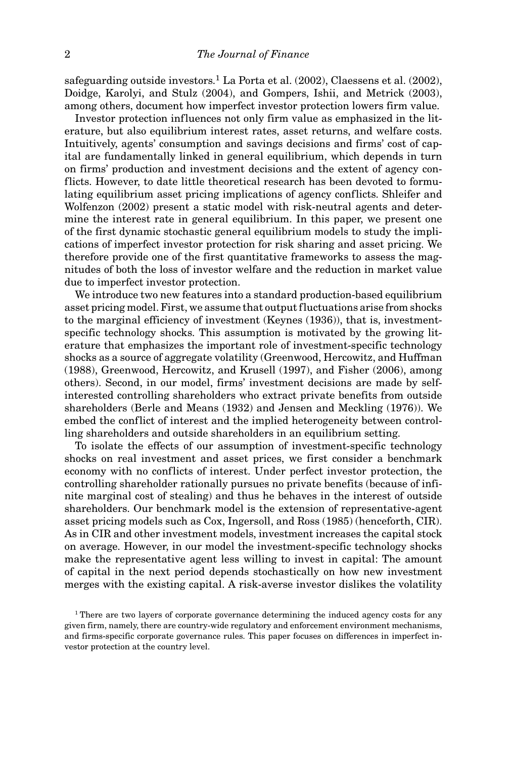safeguarding outside investors.[1] La Porta et al. (2002), Claessens et al. (2002), Doidge, Karolyi, and Stulz (2004), and Gompers, Ishii, and Metrick (2003), among others, document how imperfect investor protection lowers firm value.

Investor protection influences not only firm value as emphasized in the literature, but also equilibrium interest rates, asset returns, and welfare costs. Intuitively, agents' consumption and savings decisions and firms' cost of capital are fundamentally linked in general equilibrium, which depends in turn on firms' production and investment decisions and the extent of agency conflicts. However, to date little theoretical research has been devoted to formulating equilibrium asset pricing implications of agency conflicts. Shleifer and Wolfenzon (2002) present a static model with risk-neutral agents and determine the interest rate in general equilibrium. In this paper, we present one of the first dynamic stochastic general equilibrium models to study the implications of imperfect investor protection for risk sharing and asset pricing. We therefore provide one of the first quantitative frameworks to assess the magnitudes of both the loss of investor welfare and the reduction in market value due to imperfect investor protection.

We introduce two new features into a standard production-based equilibrium asset pricing model. First, we assume that output fluctuations arise from shocks to the marginal efficiency of investment (Keynes (1936)), that is, investment-specific technology shocks. This assumption is motivated by the growing literature that emphasizes the important role of investment-specific technology shocks as a source of aggregate volatility (Greenwood, Hercowitz, and Huffman (1988), Greenwood, Hercowitz, and Krusell (1997), and Fisher (2006), among others). Second, in our model, firms' investment decisions are made by self-interested controlling shareholders who extract private benefits from outside shareholders (Berle and Means (1932) and Jensen and Meckling (1976)). We embed the conflict of interest and the implied heterogeneity between controlling shareholders and outside shareholders in an equilibrium setting.

To isolate the effects of our assumption of investment-specific technology shocks on real investment and asset prices, we first consider a benchmark economy with no conflicts of interest. Under perfect investor protection, the controlling shareholder rationally pursues no private benefits (because of infinite marginal cost of stealing) and thus he behaves in the interest of outside shareholders. Our benchmark model is the extension of representative-agent asset pricing models such as Cox, Ingersoll, and Ross (1985) (henceforth, CIR). As in CIR and other investment models, investment increases the capital stock on average. However, in our model the investment-specific technology shocks make the representative agent less willing to invest in capital: The amount of capital in the next period depends stochastically on how new investment merges with the existing capital. A risk-averse investor dislikes the volatility

[1] There are two layers of corporate governance determining the induced agency costs for any given firm, namely, there are country-wide regulatory and enforcement environment mechanisms, and firms-specific corporate governance rules. This paper focuses on differences in imperfect investor protection at the country level.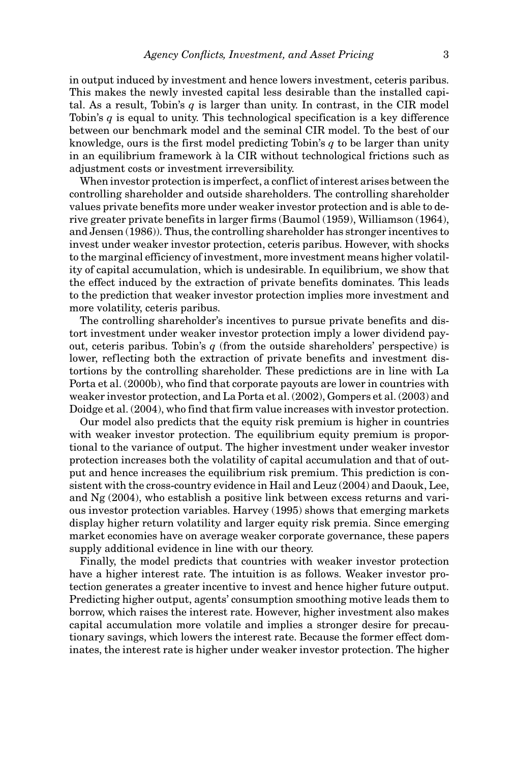in output induced by investment and hence lowers investment, ceteris paribus. This makes the newly invested capital less desirable than the installed capital. As a result, Tobin's $q$ is larger than unity. In contrast, in the CIR model Tobin's $q$ is equal to unity. This technological specification is a key difference between our benchmark model and the seminal CIR model. To the best of our knowledge, ours is the first model predicting Tobin's $q$ to be larger than unity in an equilibrium framework à la CIR without technological frictions such as adjustment costs or investment irreversibility.

When investor protection is imperfect, a conflict of interest arises between the controlling shareholder and outside shareholders. The controlling shareholder values private benefits more under weaker investor protection and is able to derive greater private benefits in larger firms (Baumol (1959), Williamson (1964), and Jensen (1986)). Thus, the controlling shareholder has stronger incentives to invest under weaker investor protection, ceteris paribus. However, with shocks to the marginal efficiency of investment, more investment means higher volatility of capital accumulation, which is undesirable. In equilibrium, we show that the effect induced by the extraction of private benefits dominates. This leads to the prediction that weaker investor protection implies more investment and more volatility, ceteris paribus.

The controlling shareholder's incentives to pursue private benefits and distort investment under weaker investor protection imply a lower dividend payout, ceteris paribus. Tobin's $q$ (from the outside shareholders' perspective) is lower, reflecting both the extraction of private benefits and investment distortions by the controlling shareholder. These predictions are in line with La Porta et al. (2000b), who find that corporate payouts are lower in countries with weaker investor protection, and La Porta et al. (2002), Gompers et al. (2003) and Doidge et al. (2004), who find that firm value increases with investor protection.

Our model also predicts that the equity risk premium is higher in countries with weaker investor protection. The equilibrium equity premium is proportional to the variance of output. The higher investment under weaker investor protection increases both the volatility of capital accumulation and that of output and hence increases the equilibrium risk premium. This prediction is consistent with the cross-country evidence in Hail and Leuz (2004) and Daouk, Lee, and Ng (2004), who establish a positive link between excess returns and various investor protection variables. Harvey (1995) shows that emerging markets display higher return volatility and larger equity risk premia. Since emerging market economies have on average weaker corporate governance, these papers supply additional evidence in line with our theory.

Finally, the model predicts that countries with weaker investor protection have a higher interest rate. The intuition is as follows. Weaker investor protection generates a greater incentive to invest and hence higher future output. Predicting higher output, agents' consumption smoothing motive leads them to borrow, which raises the interest rate. However, higher investment also makes capital accumulation more volatile and implies a stronger desire for precautionary savings, which lowers the interest rate. Because the former effect dominates, the interest rate is higher under weaker investor protection. The higher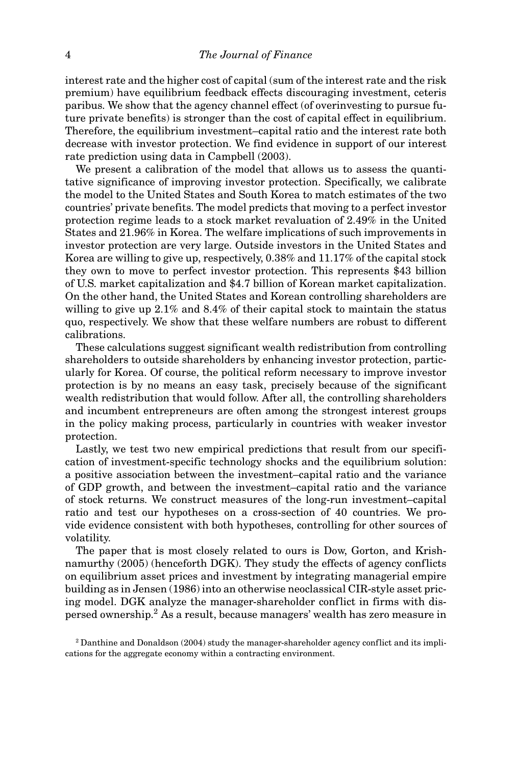interest rate and the higher cost of capital (sum of the interest rate and the risk premium) have equilibrium feedback effects discouraging investment, ceteris paribus. We show that the agency channel effect (of overinvesting to pursue future private benefits) is stronger than the cost of capital effect in equilibrium. Therefore, the equilibrium investment–capital ratio and the interest rate both decrease with investor protection. We find evidence in support of our interest rate prediction using data in Campbell (2003).

We present a calibration of the model that allows us to assess the quantitative significance of improving investor protection. Specifically, we calibrate the model to the United States and South Korea to match estimates of the two countries' private benefits. The model predicts that moving to a perfect investor protection regime leads to a stock market revaluation of 2.49% in the United States and 21.96% in Korea. The welfare implications of such improvements in investor protection are very large. Outside investors in the United States and Korea are willing to give up, respectively, 0.38% and 11.17% of the capital stock they own to move to perfect investor protection. This represents \$43 billion of U.S. market capitalization and \$4.7 billion of Korean market capitalization. On the other hand, the United States and Korean controlling shareholders are willing to give up 2.1% and 8.4% of their capital stock to maintain the status quo, respectively. We show that these welfare numbers are robust to different calibrations.

These calculations suggest significant wealth redistribution from controlling shareholders to outside shareholders by enhancing investor protection, particularly for Korea. Of course, the political reform necessary to improve investor protection is by no means an easy task, precisely because of the significant wealth redistribution that would follow. After all, the controlling shareholders and incumbent entrepreneurs are often among the strongest interest groups in the policy making process, particularly in countries with weaker investor protection.

Lastly, we test two new empirical predictions that result from our specification of investment-specific technology shocks and the equilibrium solution: a positive association between the investment–capital ratio and the variance of GDP growth, and between the investment–capital ratio and the variance of stock returns. We construct measures of the long-run investment–capital ratio and test our hypotheses on a cross-section of 40 countries. We provide evidence consistent with both hypotheses, controlling for other sources of volatility.

The paper that is most closely related to ours is Dow, Gorton, and Krishnamurthy (2005) (henceforth DGK). They study the effects of agency conflicts on equilibrium asset prices and investment by integrating managerial empire building as in Jensen (1986) into an otherwise neoclassical CIR-style asset pricing model. DGK analyze the manager-shareholder conflict in firms with dispersed ownership.[2] As a result, because managers' wealth has zero measure in

[2] Danthine and Donaldson (2004) study the manager-shareholder agency conflict and its implications for the aggregate economy within a contracting environment.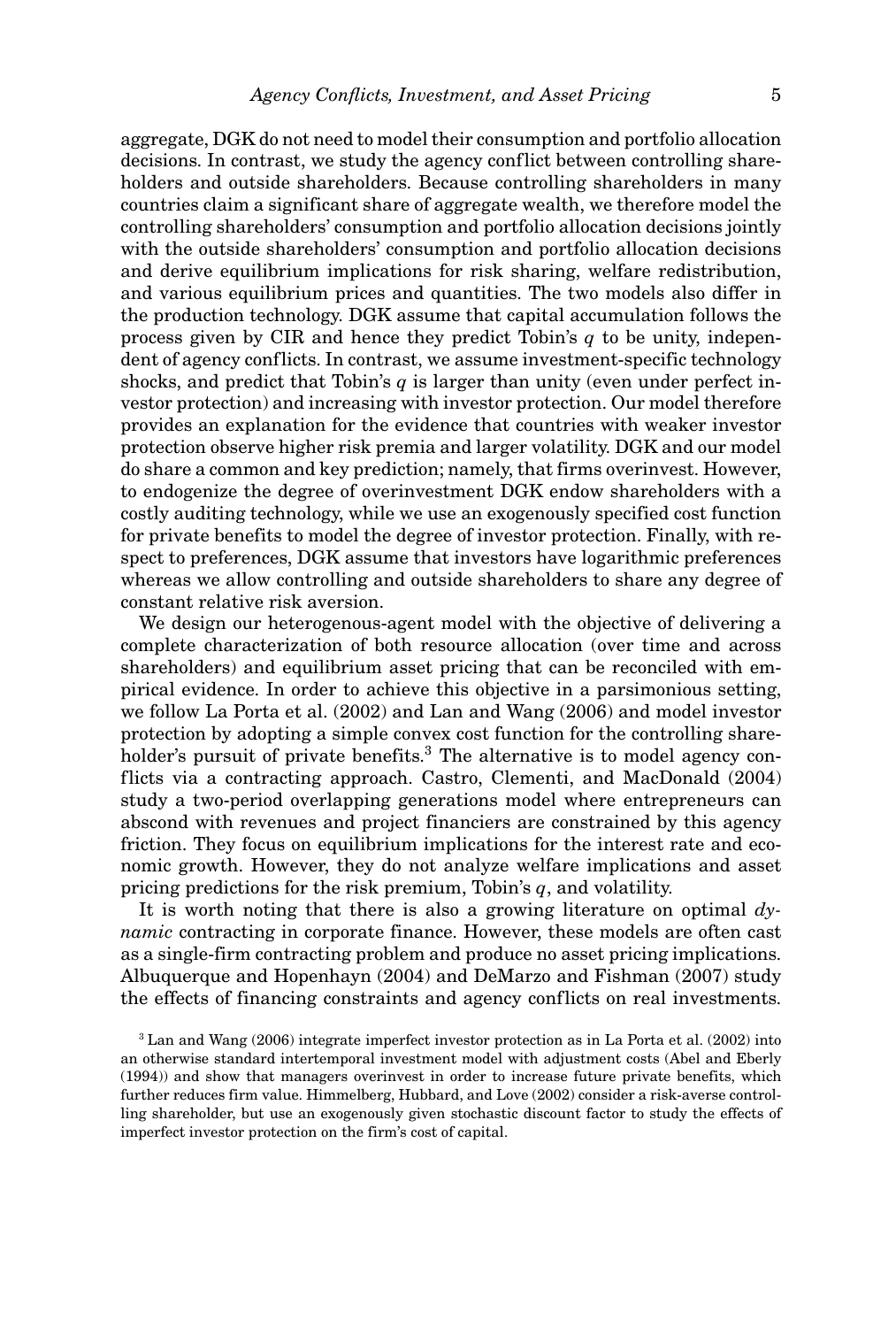aggregate, DGK do not need to model their consumption and portfolio allocation decisions. In contrast, we study the agency conflict between controlling shareholders and outside shareholders. Because controlling shareholders in many countries claim a significant share of aggregate wealth, we therefore model the controlling shareholders' consumption and portfolio allocation decisions jointly with the outside shareholders' consumption and portfolio allocation decisions and derive equilibrium implications for risk sharing, welfare redistribution, and various equilibrium prices and quantities. The two models also differ in the production technology. DGK assume that capital accumulation follows the process given by CIR and hence they predict Tobin's $q$ to be unity, independent of agency conflicts. In contrast, we assume investment-specific technology shocks, and predict that Tobin's $q$ is larger than unity (even under perfect investor protection) and increasing with investor protection. Our model therefore provides an explanation for the evidence that countries with weaker investor protection observe higher risk premia and larger volatility. DGK and our model do share a common and key prediction; namely, that firms overinvest. However, to endogenize the degree of overinvestment DGK endow shareholders with a costly auditing technology, while we use an exogenously specified cost function for private benefits to model the degree of investor protection. Finally, with respect to preferences, DGK assume that investors have logarithmic preferences whereas we allow controlling and outside shareholders to share any degree of constant relative risk aversion.

We design our heterogenous-agent model with the objective of delivering a complete characterization of both resource allocation (over time and across shareholders) and equilibrium asset pricing that can be reconciled with empirical evidence. In order to achieve this objective in a parsimonious setting, we follow La Porta et al. (2002) and Lan and Wang (2006) and model investor protection by adopting a simple convex cost function for the controlling shareholder's pursuit of private benefits.[3] The alternative is to model agency conflicts via a contracting approach. Castro, Clementi, and MacDonald (2004) study a two-period overlapping generations model where entrepreneurs can abscond with revenues and project financiers are constrained by this agency friction. They focus on equilibrium implications for the interest rate and economic growth. However, they do not analyze welfare implications and asset pricing predictions for the risk premium, Tobin's $q$, and volatility.

It is worth noting that there is also a growing literature on optimal *dynamic* contracting in corporate finance. However, these models are often cast as a single-firm contracting problem and produce no asset pricing implications. Albuquerque and Hopenhayn (2004) and DeMarzo and Fishman (2007) study the effects of financing constraints and agency conflicts on real investments.

[3] Lan and Wang (2006) integrate imperfect investor protection as in La Porta et al. (2002) into an otherwise standard intertemporal investment model with adjustment costs (Abel and Eberly (1994)) and show that managers overinvest in order to increase future private benefits, which further reduces firm value. Himmelberg, Hubbard, and Love (2002) consider a risk-averse controlling shareholder, but use an exogenously given stochastic discount factor to study the effects of imperfect investor protection on the firm's cost of capital.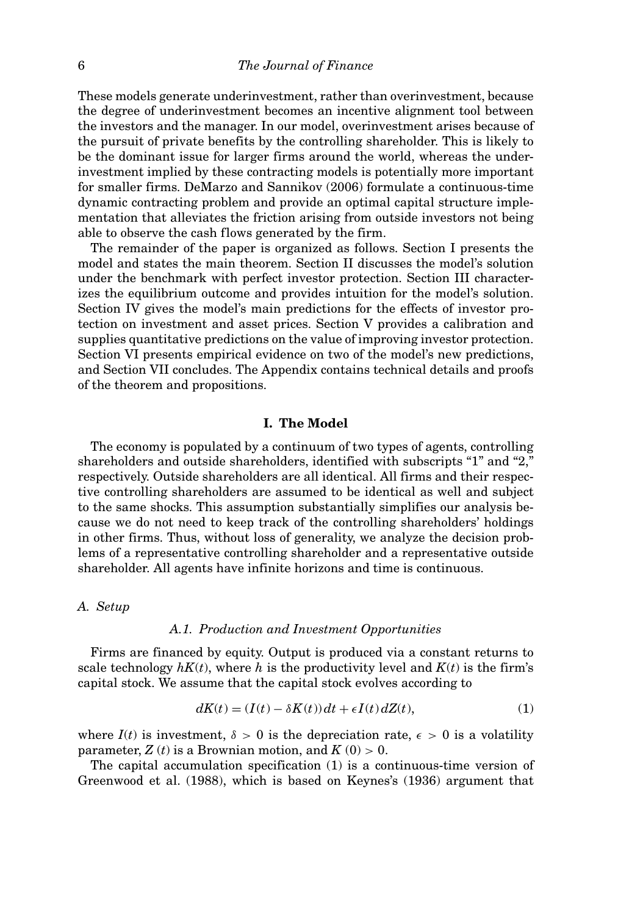These models generate underinvestment, rather than overinvestment, because the degree of underinvestment becomes an incentive alignment tool between the investors and the manager. In our model, overinvestment arises because of the pursuit of private benefits by the controlling shareholder. This is likely to be the dominant issue for larger firms around the world, whereas the underinvestment implied by these contracting models is potentially more important for smaller firms. DeMarzo and Sannikov (2006) formulate a continuous-time dynamic contracting problem and provide an optimal capital structure implementation that alleviates the friction arising from outside investors not being able to observe the cash flows generated by the firm.

The remainder of the paper is organized as follows. Section I presents the model and states the main theorem. Section II discusses the model's solution under the benchmark with perfect investor protection. Section III characterizes the equilibrium outcome and provides intuition for the model's solution. Section IV gives the model's main predictions for the effects of investor protection on investment and asset prices. Section V provides a calibration and supplies quantitative predictions on the value of improving investor protection. Section VI presents empirical evidence on two of the model's new predictions, and Section VII concludes. The Appendix contains technical details and proofs of the theorem and propositions.

## I. The Model

The economy is populated by a continuum of two types of agents, controlling shareholders and outside shareholders, identified with subscripts "1" and "2," respectively. Outside shareholders are all identical. All firms and their respective controlling shareholders are assumed to be identical as well and subject to the same shocks. This assumption substantially simplifies our analysis because we do not need to keep track of the controlling shareholders' holdings in other firms. Thus, without loss of generality, we analyze the decision problems of a representative controlling shareholder and a representative outside shareholder. All agents have infinite horizons and time is continuous.

### *A. Setup*

#### *A.1. Production and Investment Opportunities*

Firms are financed by equity. Output is produced via a constant returns to scale technology $hK(t)$, where $h$ is the productivity level and $K(t)$ is the firm's capital stock. We assume that the capital stock evolves according to

$$dK(t) = (I(t) - \delta K(t))\,dt + \epsilon I(t)\,dZ(t), \tag{1}$$

where $I(t)$ is investment, $\delta > 0$ is the depreciation rate, $\epsilon > 0$ is a volatility parameter, $Z(t)$ is a Brownian motion, and $K(0) > 0$.

The capital accumulation specification (1) is a continuous-time version of Greenwood et al. (1988), which is based on Keynes's (1936) argument that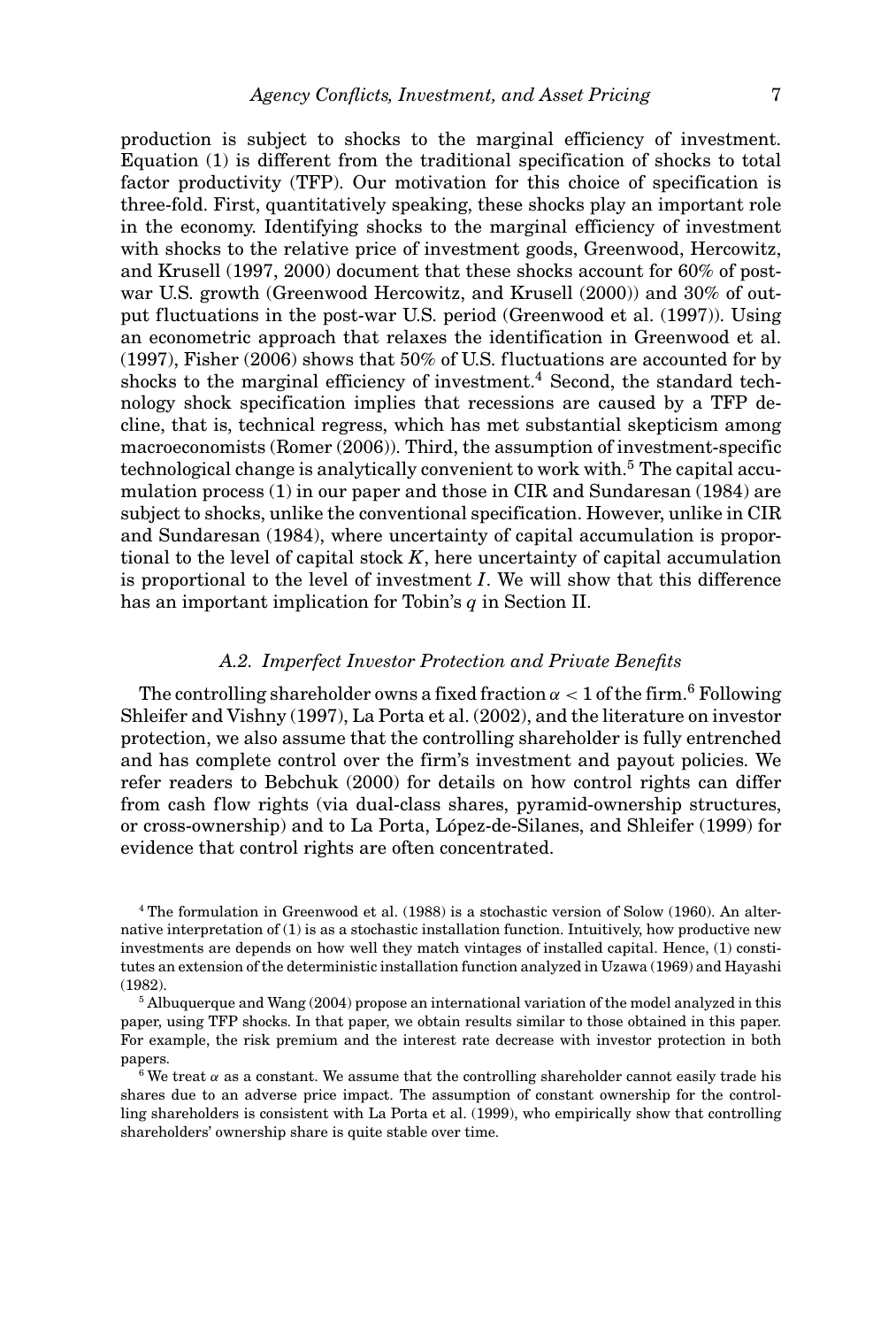production is subject to shocks to the marginal efficiency of investment. Equation (1) is different from the traditional specification of shocks to total factor productivity (TFP). Our motivation for this choice of specification is three-fold. First, quantitatively speaking, these shocks play an important role in the economy. Identifying shocks to the marginal efficiency of investment with shocks to the relative price of investment goods, Greenwood, Hercowitz, and Krusell (1997, 2000) document that these shocks account for 60% of post-war U.S. growth (Greenwood Hercowitz, and Krusell (2000)) and 30% of output fluctuations in the post-war U.S. period (Greenwood et al. (1997)). Using an econometric approach that relaxes the identification in Greenwood et al. (1997), Fisher (2006) shows that 50% of U.S. fluctuations are accounted for by shocks to the marginal efficiency of investment.[4] Second, the standard technology shock specification implies that recessions are caused by a TFP decline, that is, technical regress, which has met substantial skepticism among macroeconomists (Romer (2006)). Third, the assumption of investment-specific technological change is analytically convenient to work with.[5] The capital accumulation process (1) in our paper and those in CIR and Sundaresan (1984) are subject to shocks, unlike the conventional specification. However, unlike in CIR and Sundaresan (1984), where uncertainty of capital accumulation is proportional to the level of capital stock $K$, here uncertainty of capital accumulation is proportional to the level of investment $I$. We will show that this difference has an important implication for Tobin's $q$ in Section II.

### *A.2. Imperfect Investor Protection and Private Benefits*

The controlling shareholder owns a fixed fraction $\alpha < 1$ of the firm.[6] Following Shleifer and Vishny (1997), La Porta et al. (2002), and the literature on investor protection, we also assume that the controlling shareholder is fully entrenched and has complete control over the firm's investment and payout policies. We refer readers to Bebchuk (2000) for details on how control rights can differ from cash flow rights (via dual-class shares, pyramid-ownership structures, or cross-ownership) and to La Porta, López-de-Silanes, and Shleifer (1999) for evidence that control rights are often concentrated.

[4] The formulation in Greenwood et al. (1988) is a stochastic version of Solow (1960). An alternative interpretation of (1) is as a stochastic installation function. Intuitively, how productive new investments are depends on how well they match vintages of installed capital. Hence, (1) constitutes an extension of the deterministic installation function analyzed in Uzawa (1969) and Hayashi (1982).

[5] Albuquerque and Wang (2004) propose an international variation of the model analyzed in this paper, using TFP shocks. In that paper, we obtain results similar to those obtained in this paper. For example, the risk premium and the interest rate decrease with investor protection in both papers.

[6] We treat $\alpha$ as a constant. We assume that the controlling shareholder cannot easily trade his shares due to an adverse price impact. The assumption of constant ownership for the controlling shareholders is consistent with La Porta et al. (1999), who empirically show that controlling shareholders' ownership share is quite stable over time.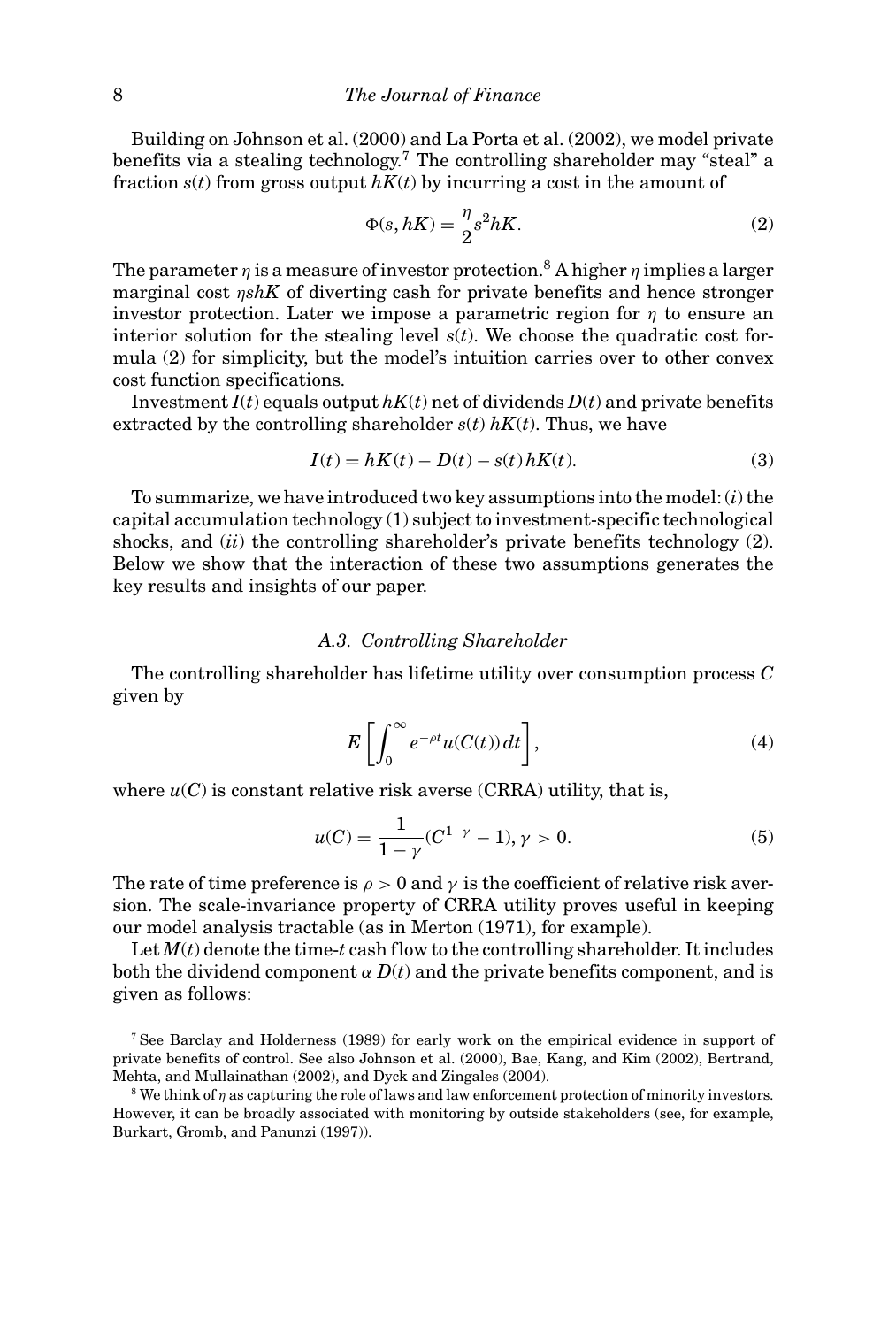Building on Johnson et al. (2000) and La Porta et al. (2002), we model private benefits via a stealing technology.[7] The controlling shareholder may "steal" a fraction $s(t)$ from gross output $hK(t)$ by incurring a cost in the amount of

$$\Phi(s, hK) = \frac{\eta}{2} s^2 hK. \tag{2}$$

The parameter $\eta$ is a measure of investor protection.[8] A higher $\eta$ implies a larger marginal cost $\eta shK$ of diverting cash for private benefits and hence stronger investor protection. Later we impose a parametric region for $\eta$ to ensure an interior solution for the stealing level $s(t)$. We choose the quadratic cost formula (2) for simplicity, but the model's intuition carries over to other convex cost function specifications.

Investment $I(t)$ equals output $hK(t)$ net of dividends $D(t)$ and private benefits extracted by the controlling shareholder $s(t)\,hK(t)$. Thus, we have

$$I(t) = hK(t) - D(t) - s(t)\,hK(t). \tag{3}$$

To summarize, we have introduced two key assumptions into the model: (*i*) the capital accumulation technology (1) subject to investment-specific technological shocks, and (*ii*) the controlling shareholder's private benefits technology (2). Below we show that the interaction of these two assumptions generates the key results and insights of our paper.

### *A.3. Controlling Shareholder*

The controlling shareholder has lifetime utility over consumption process $C$ given by

$$E\left[\int_0^\infty e^{-\rho t} u(C(t))\, dt\right], \tag{4}$$

where $u(C)$ is constant relative risk averse (CRRA) utility, that is,

$$u(C) = \frac{1}{1-\gamma}(C^{1-\gamma} - 1), \gamma > 0. \tag{5}$$

The rate of time preference is $\rho > 0$ and $\gamma$ is the coefficient of relative risk aversion. The scale-invariance property of CRRA utility proves useful in keeping our model analysis tractable (as in Merton (1971), for example).

Let $M(t)$ denote the time-$t$ cash flow to the controlling shareholder. It includes both the dividend component $\alpha\, D(t)$ and the private benefits component, and is given as follows:

[7] See Barclay and Holderness (1989) for early work on the empirical evidence in support of private benefits of control. See also Johnson et al. (2000), Bae, Kang, and Kim (2002), Bertrand, Mehta, and Mullainathan (2002), and Dyck and Zingales (2004).

[8] We think of $\eta$ as capturing the role of laws and law enforcement protection of minority investors. However, it can be broadly associated with monitoring by outside stakeholders (see, for example, Burkart, Gromb, and Panunzi (1997)).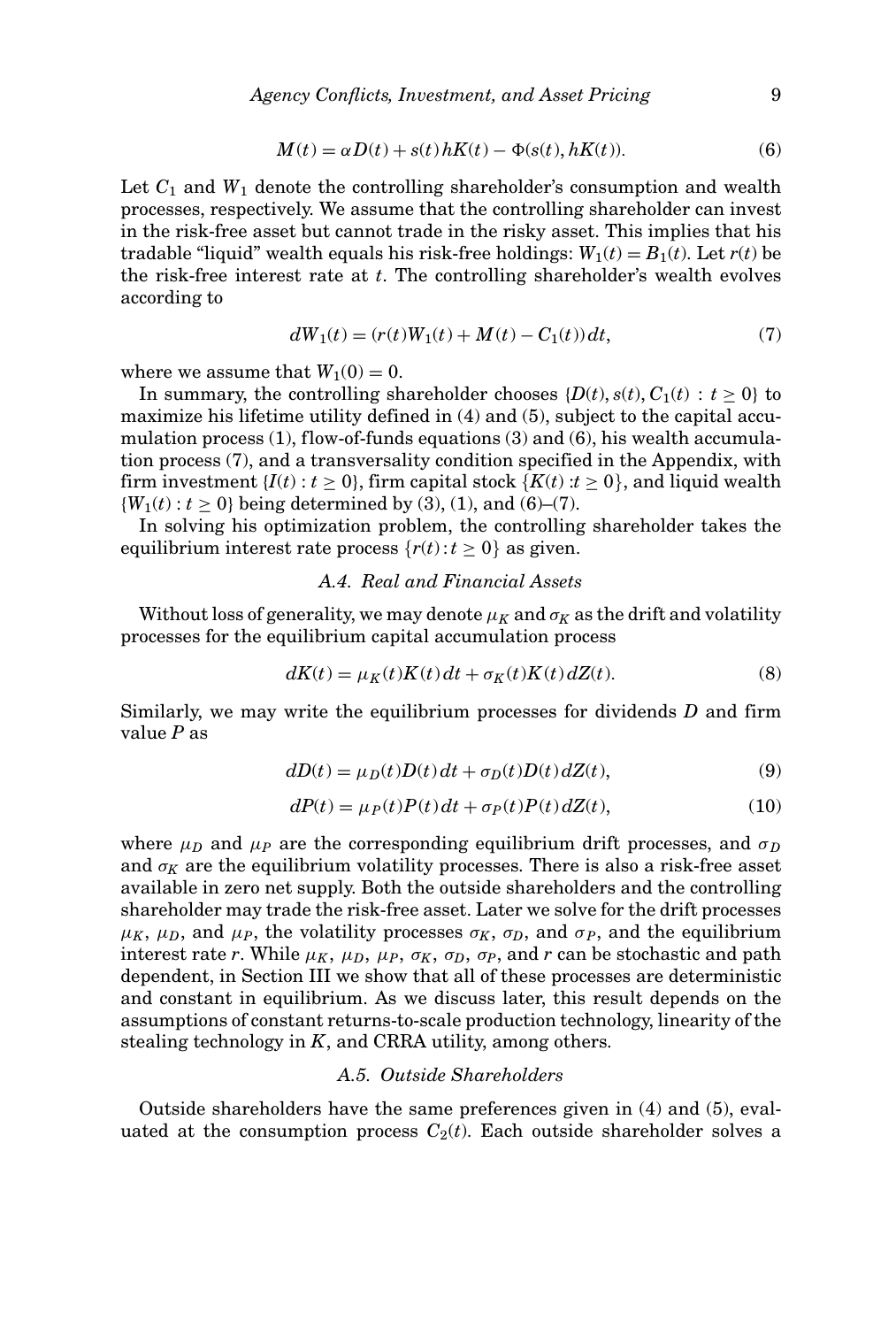$$M(t) = \alpha D(t) + s(t)hK(t) - \Phi(s(t), hK(t)). \tag{6}$$

Let $C_1$ and $W_1$ denote the controlling shareholder's consumption and wealth processes, respectively. We assume that the controlling shareholder can invest in the risk-free asset but cannot trade in the risky asset. This implies that his tradable "liquid" wealth equals his risk-free holdings: $W_1(t) = B_1(t)$. Let $r(t)$ be the risk-free interest rate at $t$. The controlling shareholder's wealth evolves according to

$$dW_1(t) = (r(t)W_1(t) + M(t) - C_1(t))\,dt, \tag{7}$$

where we assume that $W_1(0) = 0$.

In summary, the controlling shareholder chooses $\{D(t), s(t), C_1(t) : t \geq 0\}$ to maximize his lifetime utility defined in (4) and (5), subject to the capital accumulation process (1), flow-of-funds equations (3) and (6), his wealth accumulation process (7), and a transversality condition specified in the Appendix, with firm investment $\{I(t) : t \geq 0\}$, firm capital stock $\{K(t) : t \geq 0\}$, and liquid wealth $\{W_1(t) : t \geq 0\}$ being determined by (3), (1), and (6)–(7).

In solving his optimization problem, the controlling shareholder takes the equilibrium interest rate process $\{r(t) : t \geq 0\}$ as given.

### A.4. Real and Financial Assets

Without loss of generality, we may denote $\mu_K$ and $\sigma_K$ as the drift and volatility processes for the equilibrium capital accumulation process

$$dK(t) = \mu_K(t)K(t)\,dt + \sigma_K(t)K(t)\,dZ(t). \tag{8}$$

Similarly, we may write the equilibrium processes for dividends $D$ and firm value $P$ as

$$dD(t) = \mu_D(t)D(t)\,dt + \sigma_D(t)D(t)\,dZ(t), \tag{9}$$

$$dP(t) = \mu_P(t)P(t)\,dt + \sigma_P(t)P(t)\,dZ(t), \tag{10}$$

where $\mu_D$ and $\mu_P$ are the corresponding equilibrium drift processes, and $\sigma_D$ and $\sigma_K$ are the equilibrium volatility processes. There is also a risk-free asset available in zero net supply. Both the outside shareholders and the controlling shareholder may trade the risk-free asset. Later we solve for the drift processes $\mu_K$, $\mu_D$, and $\mu_P$, the volatility processes $\sigma_K$, $\sigma_D$, and $\sigma_P$, and the equilibrium interest rate $r$. While $\mu_K$, $\mu_D$, $\mu_P$, $\sigma_K$, $\sigma_D$, $\sigma_P$, and $r$ can be stochastic and path dependent, in Section III we show that all of these processes are deterministic and constant in equilibrium. As we discuss later, this result depends on the assumptions of constant returns-to-scale production technology, linearity of the stealing technology in $K$, and CRRA utility, among others.

### A.5. Outside Shareholders

Outside shareholders have the same preferences given in (4) and (5), evaluated at the consumption process $C_2(t)$. Each outside shareholder solves a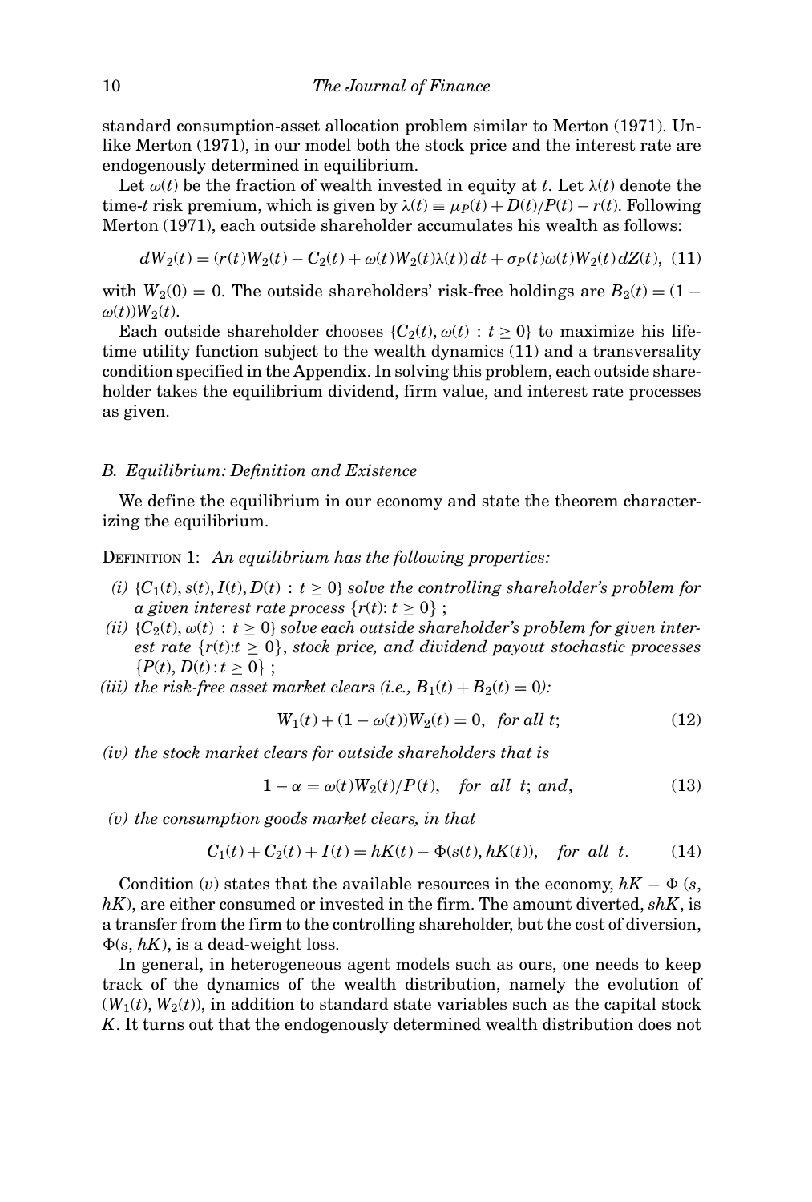standard consumption-asset allocation problem similar to Merton (1971). Unlike Merton (1971), in our model both the stock price and the interest rate are endogenously determined in equilibrium.

Let $\omega(t)$ be the fraction of wealth invested in equity at $t$. Let $\lambda(t)$ denote the time-$t$ risk premium, which is given by $\lambda(t) \equiv \mu_P(t) + D(t)/P(t) - r(t)$. Following Merton (1971), each outside shareholder accumulates his wealth as follows:

$$dW_2(t) = (r(t)W_2(t) - C_2(t) + \omega(t)W_2(t)\lambda(t))\,dt + \sigma_P(t)\omega(t)W_2(t)\,dZ(t), \tag{11}$$

with $W_2(0) = 0$. The outside shareholders' risk-free holdings are $B_2(t) = (1 - \omega(t))W_2(t)$.

Each outside shareholder chooses $\{C_2(t), \omega(t) : t \geq 0\}$ to maximize his lifetime utility function subject to the wealth dynamics (11) and a transversality condition specified in the Appendix. In solving this problem, each outside shareholder takes the equilibrium dividend, firm value, and interest rate processes as given.

### B. Equilibrium: Definition and Existence

We define the equilibrium in our economy and state the theorem characterizing the equilibrium.

DEFINITION 1: *An equilibrium has the following properties:*

*(i)* $\{C_1(t), s(t), I(t), D(t) : t \geq 0\}$ *solve the controlling shareholder's problem for a given interest rate process* $\{r(t): t \geq 0\}$ ;

*(ii)* $\{C_2(t), \omega(t) : t \geq 0\}$ *solve each outside shareholder's problem for given interest rate* $\{r(t): t \geq 0\}$, *stock price, and dividend payout stochastic processes* $\{P(t), D(t): t \geq 0\}$ ;

*(iii) the risk-free asset market clears (i.e.,* $B_1(t) + B_2(t) = 0$*):*

$$W_1(t) + (1 - \omega(t))W_2(t) = 0, \quad \textit{for all } t; \tag{12}$$

*(iv) the stock market clears for outside shareholders that is*

$$1 - \alpha = \omega(t)W_2(t)/P(t), \quad \textit{for all } t; \textit{ and,} \tag{13}$$

*(v) the consumption goods market clears, in that*

$$C_1(t) + C_2(t) + I(t) = hK(t) - \Phi(s(t), hK(t)), \quad \textit{for all } t. \tag{14}$$

Condition $(v)$ states that the available resources in the economy, $hK - \Phi(s, hK)$, are either consumed or invested in the firm. The amount diverted, $shK$, is a transfer from the firm to the controlling shareholder, but the cost of diversion, $\Phi(s, hK)$, is a dead-weight loss.

In general, in heterogeneous agent models such as ours, one needs to keep track of the dynamics of the wealth distribution, namely the evolution of $(W_1(t), W_2(t))$, in addition to standard state variables such as the capital stock $K$. It turns out that the endogenously determined wealth distribution does not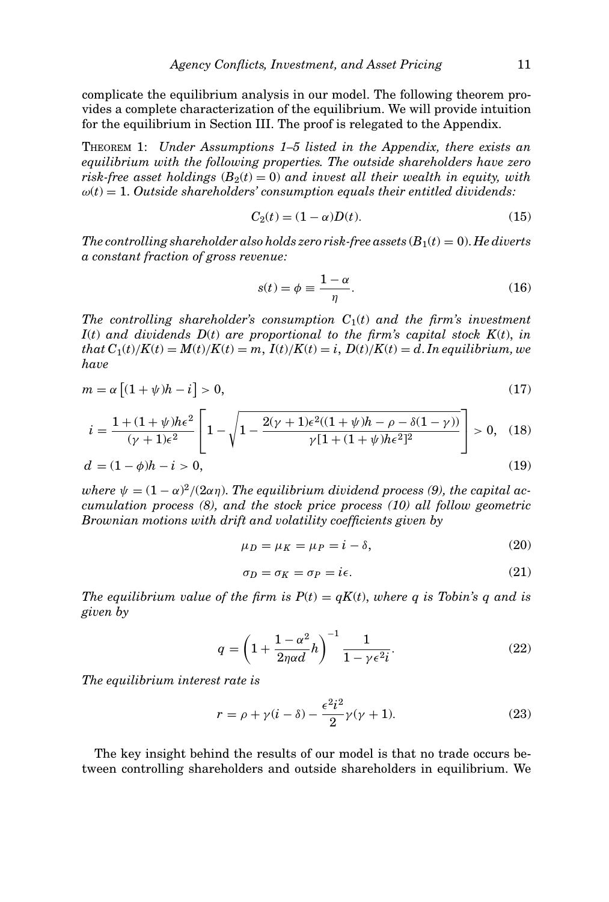complicate the equilibrium analysis in our model. The following theorem provides a complete characterization of the equilibrium. We will provide intuition for the equilibrium in Section III. The proof is relegated to the Appendix.

THEOREM 1: *Under Assumptions 1–5 listed in the Appendix, there exists an equilibrium with the following properties. The outside shareholders have zero risk-free asset holdings ($B_2(t) = 0$) and invest all their wealth in equity, with $\omega(t) = 1$. Outside shareholders' consumption equals their entitled dividends:*

$$C_2(t) = (1 - \alpha)D(t). \tag{15}$$

*The controlling shareholder also holds zero risk-free assets ($B_1(t) = 0$). He diverts a constant fraction of gross revenue:*

$$s(t) = \phi \equiv \frac{1 - \alpha}{\eta}. \tag{16}$$

*The controlling shareholder's consumption $C_1(t)$ and the firm's investment $I(t)$ and dividends $D(t)$ are proportional to the firm's capital stock $K(t)$, in that $C_1(t)/K(t) = M(t)/K(t) = m$, $I(t)/K(t) = i$, $D(t)/K(t) = d$. In equilibrium, we have*

$$m = \alpha\left[(1+\psi)h - i\right] > 0, \tag{17}$$

$$i = \frac{1 + (1+\psi)h\epsilon^2}{(\gamma+1)\epsilon^2}\left[1 - \sqrt{1 - \frac{2(\gamma+1)\epsilon^2((1+\psi)h - \rho - \delta(1-\gamma))}{\gamma[1 + (1+\psi)h\epsilon^2]^2}}\,\right] > 0, \tag{18}$$

$$d = (1 - \phi)h - i > 0, \tag{19}$$

*where $\psi = (1-\alpha)^2/(2\alpha\eta)$. The equilibrium dividend process (9), the capital accumulation process (8), and the stock price process (10) all follow geometric Brownian motions with drift and volatility coefficients given by*

$$\mu_D = \mu_K = \mu_P = i - \delta, \tag{20}$$

$$\sigma_D = \sigma_K = \sigma_P = i\epsilon. \tag{21}$$

*The equilibrium value of the firm is $P(t) = qK(t)$, where $q$ is Tobin's $q$ and is given by*

$$q = \left(1 + \frac{1-\alpha^2}{2\eta\alpha d}h\right)^{-1}\frac{1}{1 - \gamma\epsilon^2 i}. \tag{22}$$

*The equilibrium interest rate is*

$$r = \rho + \gamma(i - \delta) - \frac{\epsilon^2 i^2}{2}\gamma(\gamma+1). \tag{23}$$

The key insight behind the results of our model is that no trade occurs between controlling shareholders and outside shareholders in equilibrium. We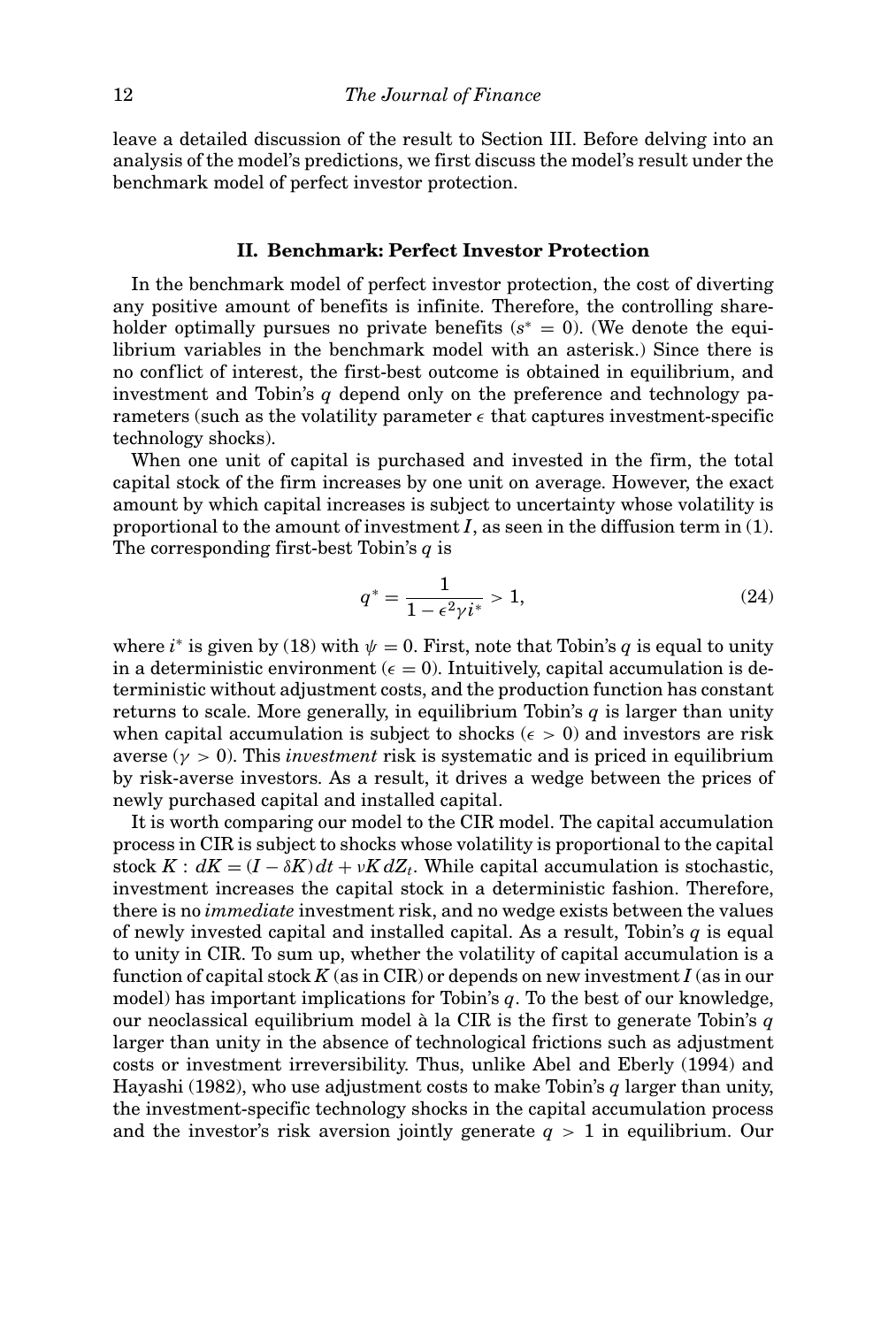leave a detailed discussion of the result to Section III. Before delving into an analysis of the model's predictions, we first discuss the model's result under the benchmark model of perfect investor protection.

## II. Benchmark: Perfect Investor Protection

In the benchmark model of perfect investor protection, the cost of diverting any positive amount of benefits is infinite. Therefore, the controlling shareholder optimally pursues no private benefits ($s^* = 0$). (We denote the equilibrium variables in the benchmark model with an asterisk.) Since there is no conflict of interest, the first-best outcome is obtained in equilibrium, and investment and Tobin's $q$ depend only on the preference and technology parameters (such as the volatility parameter $\epsilon$ that captures investment-specific technology shocks).

When one unit of capital is purchased and invested in the firm, the total capital stock of the firm increases by one unit on average. However, the exact amount by which capital increases is subject to uncertainty whose volatility is proportional to the amount of investment $I$, as seen in the diffusion term in (1). The corresponding first-best Tobin's $q$ is

$$q^* = \frac{1}{1 - \epsilon^2 \gamma i^*} > 1, \tag{24}$$

where $i^*$ is given by (18) with $\psi = 0$. First, note that Tobin's $q$ is equal to unity in a deterministic environment ($\epsilon = 0$). Intuitively, capital accumulation is deterministic without adjustment costs, and the production function has constant returns to scale. More generally, in equilibrium Tobin's $q$ is larger than unity when capital accumulation is subject to shocks ($\epsilon > 0$) and investors are risk averse ($\gamma > 0$). This *investment* risk is systematic and is priced in equilibrium by risk-averse investors. As a result, it drives a wedge between the prices of newly purchased capital and installed capital.

It is worth comparing our model to the CIR model. The capital accumulation process in CIR is subject to shocks whose volatility is proportional to the capital stock $K$ : $dK = (I - \delta K)\,dt + \nu K\,dZ_t$. While capital accumulation is stochastic, investment increases the capital stock in a deterministic fashion. Therefore, there is no *immediate* investment risk, and no wedge exists between the values of newly invested capital and installed capital. As a result, Tobin's $q$ is equal to unity in CIR. To sum up, whether the volatility of capital accumulation is a function of capital stock $K$ (as in CIR) or depends on new investment $I$ (as in our model) has important implications for Tobin's $q$. To the best of our knowledge, our neoclassical equilibrium model à la CIR is the first to generate Tobin's $q$ larger than unity in the absence of technological frictions such as adjustment costs or investment irreversibility. Thus, unlike Abel and Eberly (1994) and Hayashi (1982), who use adjustment costs to make Tobin's $q$ larger than unity, the investment-specific technology shocks in the capital accumulation process and the investor's risk aversion jointly generate $q > 1$ in equilibrium. Our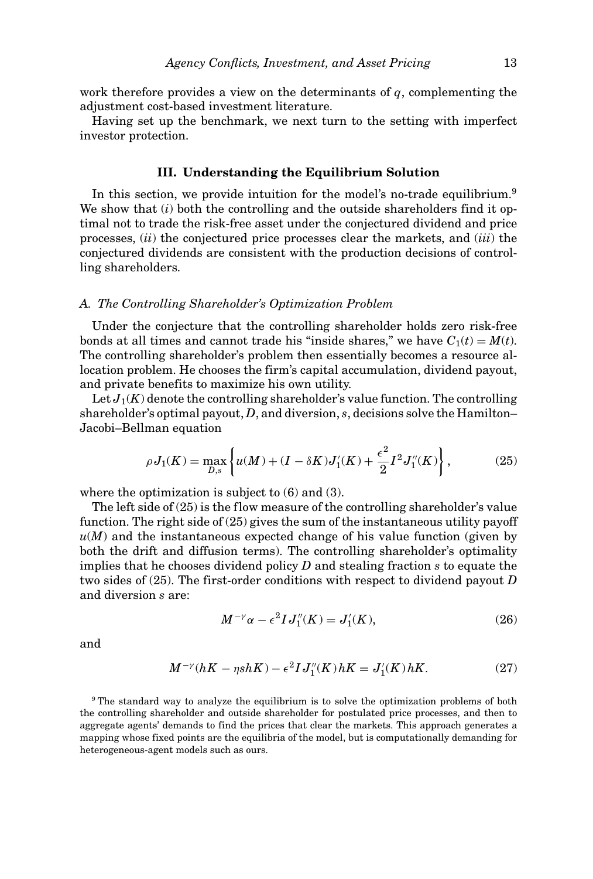work therefore provides a view on the determinants of $q$, complementing the adjustment cost-based investment literature.

Having set up the benchmark, we next turn to the setting with imperfect investor protection.

## III. Understanding the Equilibrium Solution

In this section, we provide intuition for the model's no-trade equilibrium.[9] We show that (*i*) both the controlling and the outside shareholders find it optimal not to trade the risk-free asset under the conjectured dividend and price processes, (*ii*) the conjectured price processes clear the markets, and (*iii*) the conjectured dividends are consistent with the production decisions of controlling shareholders.

### A. The Controlling Shareholder's Optimization Problem

Under the conjecture that the controlling shareholder holds zero risk-free bonds at all times and cannot trade his "inside shares," we have $C_1(t) = M(t)$. The controlling shareholder's problem then essentially becomes a resource allocation problem. He chooses the firm's capital accumulation, dividend payout, and private benefits to maximize his own utility.

Let $J_1(K)$ denote the controlling shareholder's value function. The controlling shareholder's optimal payout, $D$, and diversion, $s$, decisions solve the Hamilton–Jacobi–Bellman equation

$$\rho J_1(K) = \max_{D,s} \left\{ u(M) + (I - \delta K) J_1'(K) + \frac{\epsilon^2}{2} I^2 J_1''(K) \right\}, \tag{25}$$

where the optimization is subject to (6) and (3).

The left side of (25) is the flow measure of the controlling shareholder's value function. The right side of (25) gives the sum of the instantaneous utility payoff $u(M)$ and the instantaneous expected change of his value function (given by both the drift and diffusion terms). The controlling shareholder's optimality implies that he chooses dividend policy $D$ and stealing fraction $s$ to equate the two sides of (25). The first-order conditions with respect to dividend payout $D$ and diversion $s$ are:

$$M^{-\gamma} \alpha - \epsilon^2 I J_1''(K) = J_1'(K), \tag{26}$$

and

$$M^{-\gamma} (hK - \eta s h K) - \epsilon^2 I J_1''(K) hK = J_1'(K) hK. \tag{27}$$

[9] The standard way to analyze the equilibrium is to solve the optimization problems of both the controlling shareholder and outside shareholder for postulated price processes, and then to aggregate agents' demands to find the prices that clear the markets. This approach generates a mapping whose fixed points are the equilibria of the model, but is computationally demanding for heterogeneous-agent models such as ours.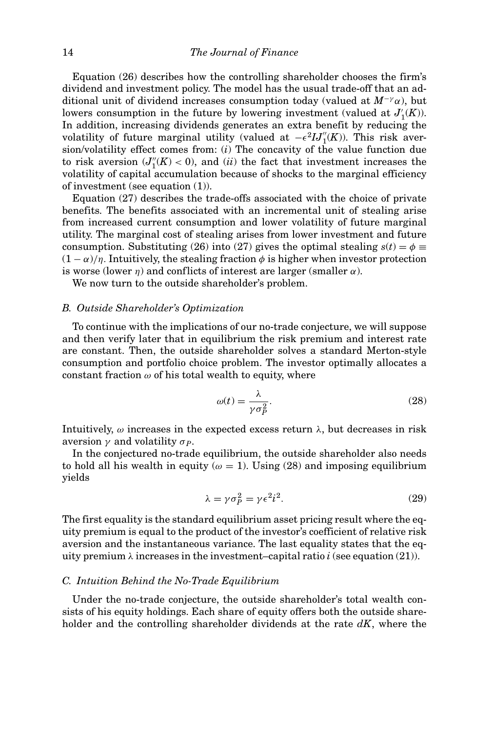Equation (26) describes how the controlling shareholder chooses the firm's dividend and investment policy. The model has the usual trade-off that an additional unit of dividend increases consumption today (valued at $M^{-\gamma}\alpha$), but lowers consumption in the future by lowering investment (valued at $J_1'(K)$). In addition, increasing dividends generates an extra benefit by reducing the volatility of future marginal utility (valued at $-\epsilon^2 I J_1''(K)$). This risk aversion/volatility effect comes from: (*i*) The concavity of the value function due to risk aversion ($J_1''(K) < 0$), and (*ii*) the fact that investment increases the volatility of capital accumulation because of shocks to the marginal efficiency of investment (see equation (1)).

Equation (27) describes the trade-offs associated with the choice of private benefits. The benefits associated with an incremental unit of stealing arise from increased current consumption and lower volatility of future marginal utility. The marginal cost of stealing arises from lower investment and future consumption. Substituting (26) into (27) gives the optimal stealing $s(t) = \phi \equiv (1-\alpha)/\eta$. Intuitively, the stealing fraction $\phi$ is higher when investor protection is worse (lower $\eta$) and conflicts of interest are larger (smaller $\alpha$).

We now turn to the outside shareholder's problem.

### B. Outside Shareholder's Optimization

To continue with the implications of our no-trade conjecture, we will suppose and then verify later that in equilibrium the risk premium and interest rate are constant. Then, the outside shareholder solves a standard Merton-style consumption and portfolio choice problem. The investor optimally allocates a constant fraction $\omega$ of his total wealth to equity, where

$$\omega(t) = \frac{\lambda}{\gamma \sigma_P^2}. \tag{28}$$

Intuitively, $\omega$ increases in the expected excess return $\lambda$, but decreases in risk aversion $\gamma$ and volatility $\sigma_P$.

In the conjectured no-trade equilibrium, the outside shareholder also needs to hold all his wealth in equity ($\omega = 1$). Using (28) and imposing equilibrium yields

$$\lambda = \gamma \sigma_P^2 = \gamma \epsilon^2 i^2. \tag{29}$$

The first equality is the standard equilibrium asset pricing result where the equity premium is equal to the product of the investor's coefficient of relative risk aversion and the instantaneous variance. The last equality states that the equity premium $\lambda$ increases in the investment–capital ratio $i$ (see equation (21)).

### C. Intuition Behind the No-Trade Equilibrium

Under the no-trade conjecture, the outside shareholder's total wealth consists of his equity holdings. Each share of equity offers both the outside shareholder and the controlling shareholder dividends at the rate $dK$, where the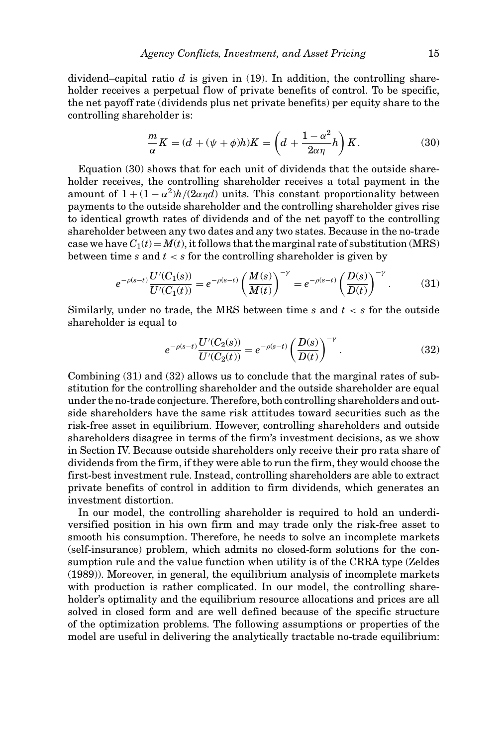dividend–capital ratio $d$ is given in (19). In addition, the controlling shareholder receives a perpetual flow of private benefits of control. To be specific, the net payoff rate (dividends plus net private benefits) per equity share to the controlling shareholder is:

$$\frac{m}{\alpha}K = (d + (\psi + \phi)h)K = \left(d + \frac{1-\alpha^2}{2\alpha\eta}h\right)K. \tag{30}$$

Equation (30) shows that for each unit of dividends that the outside shareholder receives, the controlling shareholder receives a total payment in the amount of $1 + (1-\alpha^2)h/(2\alpha\eta d)$ units. This constant proportionality between payments to the outside shareholder and the controlling shareholder gives rise to identical growth rates of dividends and of the net payoff to the controlling shareholder between any two dates and any two states. Because in the no-trade case we have $C_1(t) = M(t)$, it follows that the marginal rate of substitution (MRS) between time $s$ and $t < s$ for the controlling shareholder is given by

$$e^{-\rho(s-t)}\frac{U'(C_1(s))}{U'(C_1(t))} = e^{-\rho(s-t)}\left(\frac{M(s)}{M(t)}\right)^{-\gamma} = e^{-\rho(s-t)}\left(\frac{D(s)}{D(t)}\right)^{-\gamma}. \tag{31}$$

Similarly, under no trade, the MRS between time $s$ and $t < s$ for the outside shareholder is equal to

$$e^{-\rho(s-t)}\frac{U'(C_2(s))}{U'(C_2(t))} = e^{-\rho(s-t)}\left(\frac{D(s)}{D(t)}\right)^{-\gamma}. \tag{32}$$

Combining (31) and (32) allows us to conclude that the marginal rates of substitution for the controlling shareholder and the outside shareholder are equal under the no-trade conjecture. Therefore, both controlling shareholders and outside shareholders have the same risk attitudes toward securities such as the risk-free asset in equilibrium. However, controlling shareholders and outside shareholders disagree in terms of the firm's investment decisions, as we show in Section IV. Because outside shareholders only receive their pro rata share of dividends from the firm, if they were able to run the firm, they would choose the first-best investment rule. Instead, controlling shareholders are able to extract private benefits of control in addition to firm dividends, which generates an investment distortion.

In our model, the controlling shareholder is required to hold an underdiversified position in his own firm and may trade only the risk-free asset to smooth his consumption. Therefore, he needs to solve an incomplete markets (self-insurance) problem, which admits no closed-form solutions for the consumption rule and the value function when utility is of the CRRA type (Zeldes (1989)). Moreover, in general, the equilibrium analysis of incomplete markets with production is rather complicated. In our model, the controlling shareholder's optimality and the equilibrium resource allocations and prices are all solved in closed form and are well defined because of the specific structure of the optimization problems. The following assumptions or properties of the model are useful in delivering the analytically tractable no-trade equilibrium: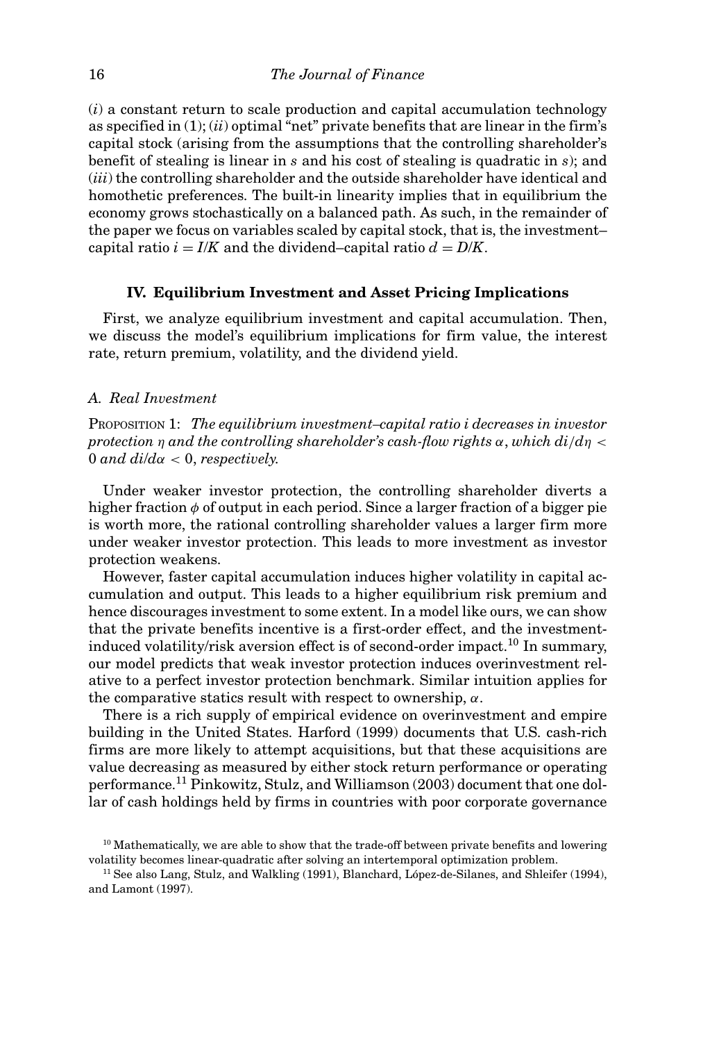(*i*) a constant return to scale production and capital accumulation technology as specified in (1); (*ii*) optimal "net" private benefits that are linear in the firm's capital stock (arising from the assumptions that the controlling shareholder's benefit of stealing is linear in $s$ and his cost of stealing is quadratic in $s$); and (*iii*) the controlling shareholder and the outside shareholder have identical and homothetic preferences. The built-in linearity implies that in equilibrium the economy grows stochastically on a balanced path. As such, in the remainder of the paper we focus on variables scaled by capital stock, that is, the investment–capital ratio $i = I/K$ and the dividend–capital ratio $d = D/K$.

## IV. Equilibrium Investment and Asset Pricing Implications

First, we analyze equilibrium investment and capital accumulation. Then, we discuss the model's equilibrium implications for firm value, the interest rate, return premium, volatility, and the dividend yield.

### A. Real Investment

PROPOSITION 1: *The equilibrium investment–capital ratio i decreases in investor protection $\eta$ and the controlling shareholder's cash-flow rights $\alpha$, which $di/d\eta < 0$ and $di/d\alpha < 0$, respectively.*

Under weaker investor protection, the controlling shareholder diverts a higher fraction $\phi$ of output in each period. Since a larger fraction of a bigger pie is worth more, the rational controlling shareholder values a larger firm more under weaker investor protection. This leads to more investment as investor protection weakens.

However, faster capital accumulation induces higher volatility in capital accumulation and output. This leads to a higher equilibrium risk premium and hence discourages investment to some extent. In a model like ours, we can show that the private benefits incentive is a first-order effect, and the investment-induced volatility/risk aversion effect is of second-order impact.[10] In summary, our model predicts that weak investor protection induces overinvestment relative to a perfect investor protection benchmark. Similar intuition applies for the comparative statics result with respect to ownership, $\alpha$.

There is a rich supply of empirical evidence on overinvestment and empire building in the United States. Harford (1999) documents that U.S. cash-rich firms are more likely to attempt acquisitions, but that these acquisitions are value decreasing as measured by either stock return performance or operating performance.[11] Pinkowitz, Stulz, and Williamson (2003) document that one dollar of cash holdings held by firms in countries with poor corporate governance

[10] Mathematically, we are able to show that the trade-off between private benefits and lowering volatility becomes linear-quadratic after solving an intertemporal optimization problem.

[11] See also Lang, Stulz, and Walkling (1991), Blanchard, López-de-Silanes, and Shleifer (1994), and Lamont (1997).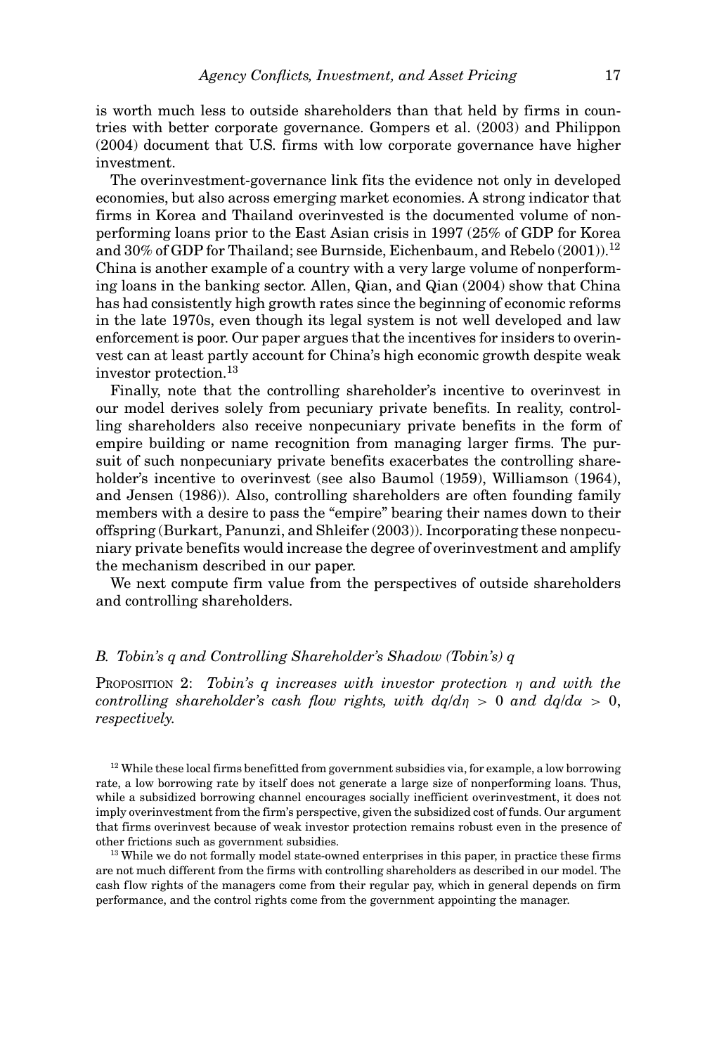is worth much less to outside shareholders than that held by firms in countries with better corporate governance. Gompers et al. (2003) and Philippon (2004) document that U.S. firms with low corporate governance have higher investment.

The overinvestment-governance link fits the evidence not only in developed economies, but also across emerging market economies. A strong indicator that firms in Korea and Thailand overinvested is the documented volume of nonperforming loans prior to the East Asian crisis in 1997 (25% of GDP for Korea and 30% of GDP for Thailand; see Burnside, Eichenbaum, and Rebelo (2001)).[12] China is another example of a country with a very large volume of nonperforming loans in the banking sector. Allen, Qian, and Qian (2004) show that China has had consistently high growth rates since the beginning of economic reforms in the late 1970s, even though its legal system is not well developed and law enforcement is poor. Our paper argues that the incentives for insiders to overinvest can at least partly account for China's high economic growth despite weak investor protection.[13]

Finally, note that the controlling shareholder's incentive to overinvest in our model derives solely from pecuniary private benefits. In reality, controlling shareholders also receive nonpecuniary private benefits in the form of empire building or name recognition from managing larger firms. The pursuit of such nonpecuniary private benefits exacerbates the controlling shareholder's incentive to overinvest (see also Baumol (1959), Williamson (1964), and Jensen (1986)). Also, controlling shareholders are often founding family members with a desire to pass the "empire" bearing their names down to their offspring (Burkart, Panunzi, and Shleifer (2003)). Incorporating these nonpecuniary private benefits would increase the degree of overinvestment and amplify the mechanism described in our paper.

We next compute firm value from the perspectives of outside shareholders and controlling shareholders.

### *B. Tobin's q and Controlling Shareholder's Shadow (Tobin's) q*

PROPOSITION 2: *Tobin's q increases with investor protection $\eta$ and with the controlling shareholder's cash flow rights, with $dq/d\eta > 0$ and $dq/d\alpha > 0$, respectively.*

[12] While these local firms benefitted from government subsidies via, for example, a low borrowing rate, a low borrowing rate by itself does not generate a large size of nonperforming loans. Thus, while a subsidized borrowing channel encourages socially inefficient overinvestment, it does not imply overinvestment from the firm's perspective, given the subsidized cost of funds. Our argument that firms overinvest because of weak investor protection remains robust even in the presence of other frictions such as government subsidies.

[13] While we do not formally model state-owned enterprises in this paper, in practice these firms are not much different from the firms with controlling shareholders as described in our model. The cash flow rights of the managers come from their regular pay, which in general depends on firm performance, and the control rights come from the government appointing the manager.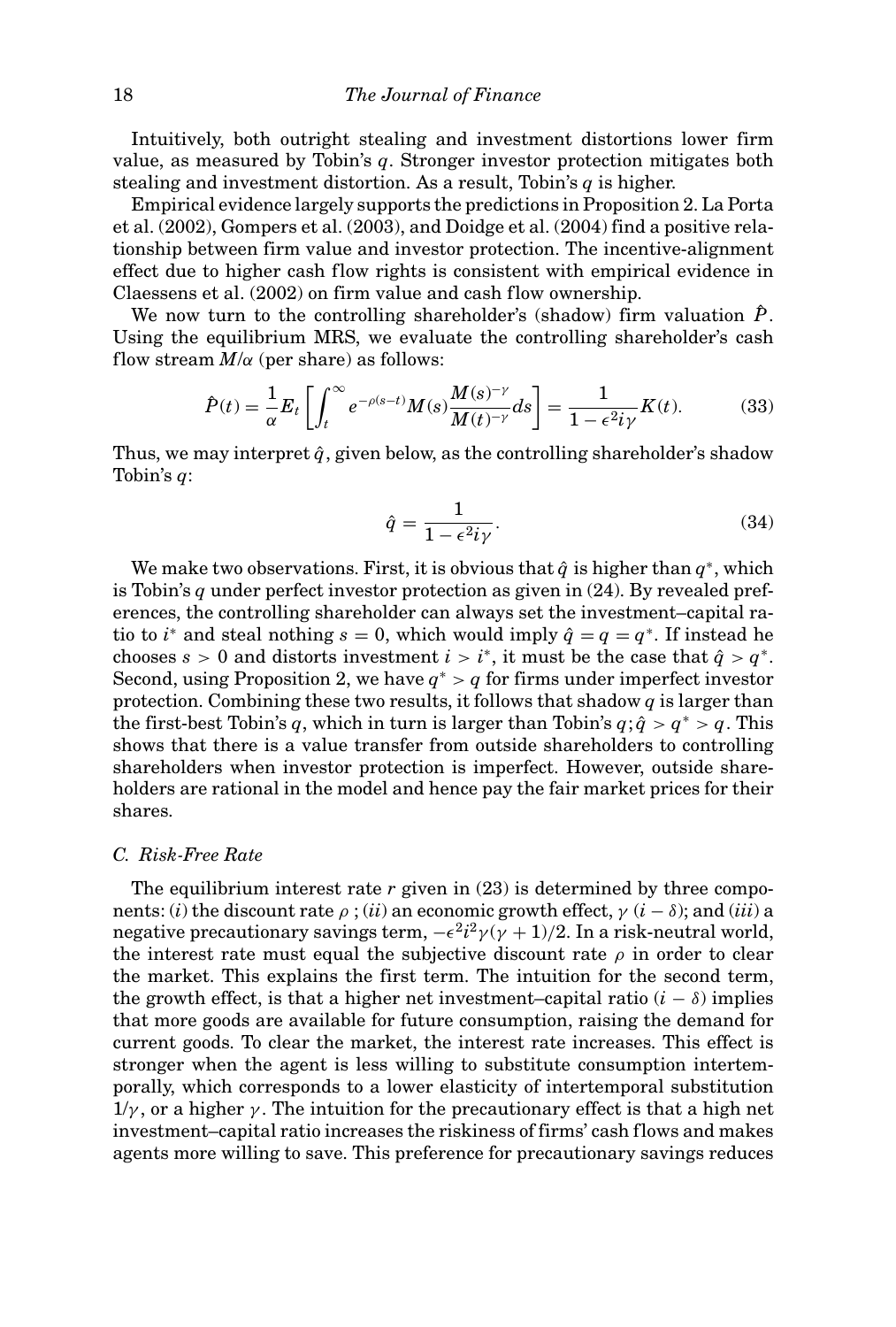Intuitively, both outright stealing and investment distortions lower firm value, as measured by Tobin's $q$. Stronger investor protection mitigates both stealing and investment distortion. As a result, Tobin's $q$ is higher.

Empirical evidence largely supports the predictions in Proposition 2. La Porta et al. (2002), Gompers et al. (2003), and Doidge et al. (2004) find a positive relationship between firm value and investor protection. The incentive-alignment effect due to higher cash flow rights is consistent with empirical evidence in Claessens et al. (2002) on firm value and cash flow ownership.

We now turn to the controlling shareholder's (shadow) firm valuation $\hat{P}$. Using the equilibrium MRS, we evaluate the controlling shareholder's cash flow stream $M/\alpha$ (per share) as follows:

$$\hat{P}(t) = \frac{1}{\alpha} E_t \left[ \int_t^\infty e^{-\rho(s-t)} M(s) \frac{M(s)^{-\gamma}}{M(t)^{-\gamma}} ds \right] = \frac{1}{1 - \epsilon^2 i \gamma} K(t). \tag{33}$$

Thus, we may interpret $\hat{q}$, given below, as the controlling shareholder's shadow Tobin's $q$:

$$\hat{q} = \frac{1}{1 - \epsilon^2 i \gamma}. \tag{34}$$

We make two observations. First, it is obvious that $\hat{q}$ is higher than $q^*$, which is Tobin's $q$ under perfect investor protection as given in (24). By revealed preferences, the controlling shareholder can always set the investment–capital ratio to $i^*$ and steal nothing $s = 0$, which would imply $\hat{q} = q = q^*$. If instead he chooses $s > 0$ and distorts investment $i > i^*$, it must be the case that $\hat{q} > q^*$. Second, using Proposition 2, we have $q^* > q$ for firms under imperfect investor protection. Combining these two results, it follows that shadow $q$ is larger than the first-best Tobin's $q$, which in turn is larger than Tobin's $q$; $\hat{q} > q^* > q$. This shows that there is a value transfer from outside shareholders to controlling shareholders when investor protection is imperfect. However, outside shareholders are rational in the model and hence pay the fair market prices for their shares.

### C. Risk-Free Rate

The equilibrium interest rate $r$ given in (23) is determined by three components: (*i*) the discount rate $\rho$ ; (*ii*) an economic growth effect, $\gamma\,(i - \delta)$; and (*iii*) a negative precautionary savings term, $-\epsilon^2 i^2 \gamma(\gamma + 1)/2$. In a risk-neutral world, the interest rate must equal the subjective discount rate $\rho$ in order to clear the market. This explains the first term. The intuition for the second term, the growth effect, is that a higher net investment–capital ratio $(i - \delta)$ implies that more goods are available for future consumption, raising the demand for current goods. To clear the market, the interest rate increases. This effect is stronger when the agent is less willing to substitute consumption intertemporally, which corresponds to a lower elasticity of intertemporal substitution $1/\gamma$, or a higher $\gamma$. The intuition for the precautionary effect is that a high net investment–capital ratio increases the riskiness of firms' cash flows and makes agents more willing to save. This preference for precautionary savings reduces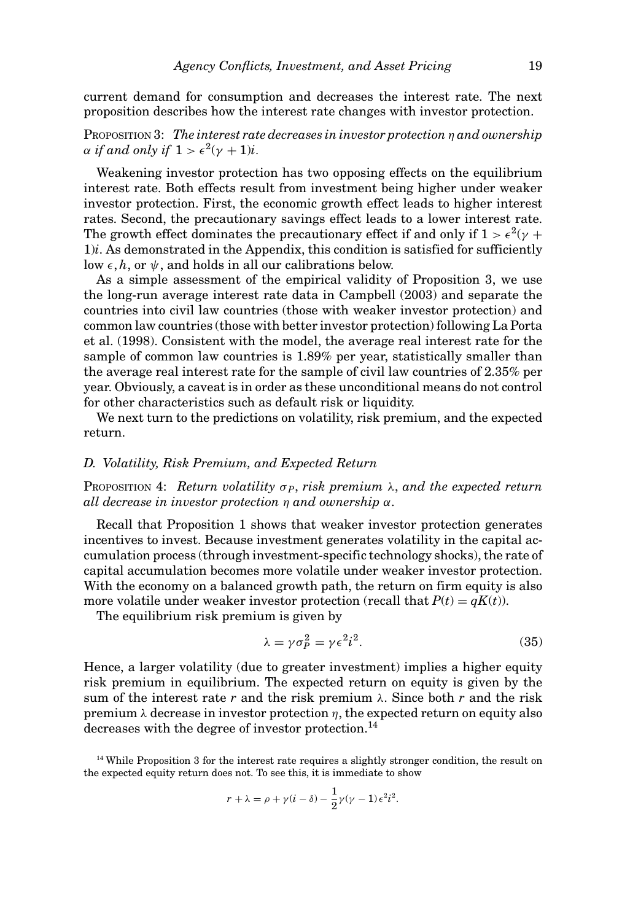current demand for consumption and decreases the interest rate. The next proposition describes how the interest rate changes with investor protection.

PROPOSITION 3: *The interest rate decreases in investor protection $\eta$ and ownership $\alpha$ if and only if $1 > \epsilon^2(\gamma + 1)i$.*

Weakening investor protection has two opposing effects on the equilibrium interest rate. Both effects result from investment being higher under weaker investor protection. First, the economic growth effect leads to higher interest rates. Second, the precautionary savings effect leads to a lower interest rate. The growth effect dominates the precautionary effect if and only if $1 > \epsilon^2(\gamma + 1)i$. As demonstrated in the Appendix, this condition is satisfied for sufficiently low $\epsilon, h$, or $\psi$, and holds in all our calibrations below.

As a simple assessment of the empirical validity of Proposition 3, we use the long-run average interest rate data in Campbell (2003) and separate the countries into civil law countries (those with weaker investor protection) and common law countries (those with better investor protection) following La Porta et al. (1998). Consistent with the model, the average real interest rate for the sample of common law countries is 1.89% per year, statistically smaller than the average real interest rate for the sample of civil law countries of 2.35% per year. Obviously, a caveat is in order as these unconditional means do not control for other characteristics such as default risk or liquidity.

We next turn to the predictions on volatility, risk premium, and the expected return.

### D. Volatility, Risk Premium, and Expected Return

PROPOSITION 4: *Return volatility $\sigma_P$, risk premium $\lambda$, and the expected return all decrease in investor protection $\eta$ and ownership $\alpha$.*

Recall that Proposition 1 shows that weaker investor protection generates incentives to invest. Because investment generates volatility in the capital accumulation process (through investment-specific technology shocks), the rate of capital accumulation becomes more volatile under weaker investor protection. With the economy on a balanced growth path, the return on firm equity is also more volatile under weaker investor protection (recall that $P(t) = qK(t)$).

The equilibrium risk premium is given by

$$\lambda = \gamma \sigma_P^2 = \gamma \epsilon^2 i^2. \tag{35}$$

Hence, a larger volatility (due to greater investment) implies a higher equity risk premium in equilibrium. The expected return on equity is given by the sum of the interest rate $r$ and the risk premium $\lambda$. Since both $r$ and the risk premium $\lambda$ decrease in investor protection $\eta$, the expected return on equity also decreases with the degree of investor protection.[14]

[14] While Proposition 3 for the interest rate requires a slightly stronger condition, the result on the expected equity return does not. To see this, it is immediate to show

$$r + \lambda = \rho + \gamma(i - \delta) - \frac{1}{2}\gamma(\gamma - 1)\epsilon^2 i^2.$$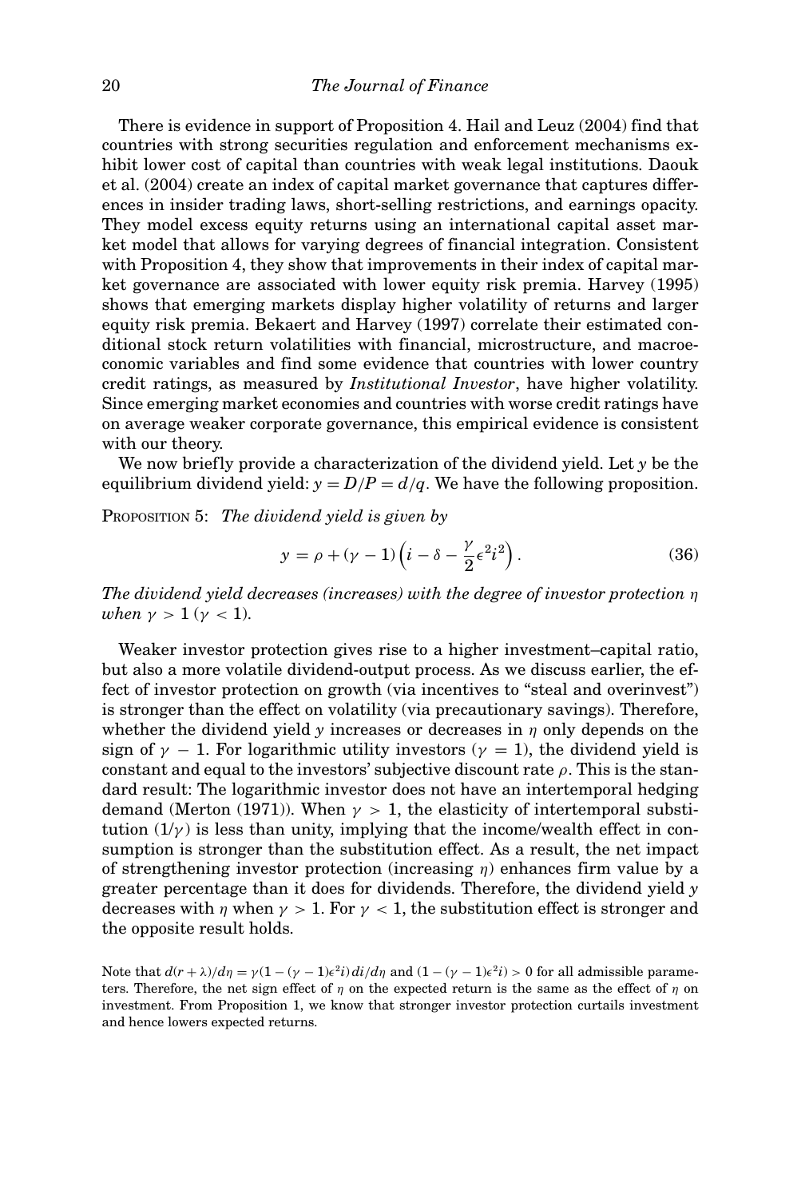There is evidence in support of Proposition 4. Hail and Leuz (2004) find that countries with strong securities regulation and enforcement mechanisms exhibit lower cost of capital than countries with weak legal institutions. Daouk et al. (2004) create an index of capital market governance that captures differences in insider trading laws, short-selling restrictions, and earnings opacity. They model excess equity returns using an international capital asset market model that allows for varying degrees of financial integration. Consistent with Proposition 4, they show that improvements in their index of capital market governance are associated with lower equity risk premia. Harvey (1995) shows that emerging markets display higher volatility of returns and larger equity risk premia. Bekaert and Harvey (1997) correlate their estimated conditional stock return volatilities with financial, microstructure, and macroeconomic variables and find some evidence that countries with lower country credit ratings, as measured by *Institutional Investor*, have higher volatility. Since emerging market economies and countries with worse credit ratings have on average weaker corporate governance, this empirical evidence is consistent with our theory.

We now briefly provide a characterization of the dividend yield. Let $y$ be the equilibrium dividend yield: $y = D/P = d/q$. We have the following proposition.

PROPOSITION 5: *The dividend yield is given by*

$$y = \rho + (\gamma - 1)\left(i - \delta - \frac{\gamma}{2}\epsilon^2 i^2\right). \tag{36}$$

*The dividend yield decreases (increases) with the degree of investor protection $\eta$ when $\gamma > 1$ ($\gamma < 1$).*

Weaker investor protection gives rise to a higher investment–capital ratio, but also a more volatile dividend-output process. As we discuss earlier, the effect of investor protection on growth (via incentives to "steal and overinvest") is stronger than the effect on volatility (via precautionary savings). Therefore, whether the dividend yield $y$ increases or decreases in $\eta$ only depends on the sign of $\gamma - 1$. For logarithmic utility investors ($\gamma = 1$), the dividend yield is constant and equal to the investors' subjective discount rate $\rho$. This is the standard result: The logarithmic investor does not have an intertemporal hedging demand (Merton (1971)). When $\gamma > 1$, the elasticity of intertemporal substitution ($1/\gamma$) is less than unity, implying that the income/wealth effect in consumption is stronger than the substitution effect. As a result, the net impact of strengthening investor protection (increasing $\eta$) enhances firm value by a greater percentage than it does for dividends. Therefore, the dividend yield $y$ decreases with $\eta$ when $\gamma > 1$. For $\gamma < 1$, the substitution effect is stronger and the opposite result holds.

Note that $d(r + \lambda)/d\eta = \gamma(1 - (\gamma - 1)\epsilon^2 i)\,di/d\eta$ and $(1 - (\gamma - 1)\epsilon^2 i) > 0$ for all admissible parameters. Therefore, the net sign effect of $\eta$ on the expected return is the same as the effect of $\eta$ on investment. From Proposition 1, we know that stronger investor protection curtails investment and hence lowers expected returns.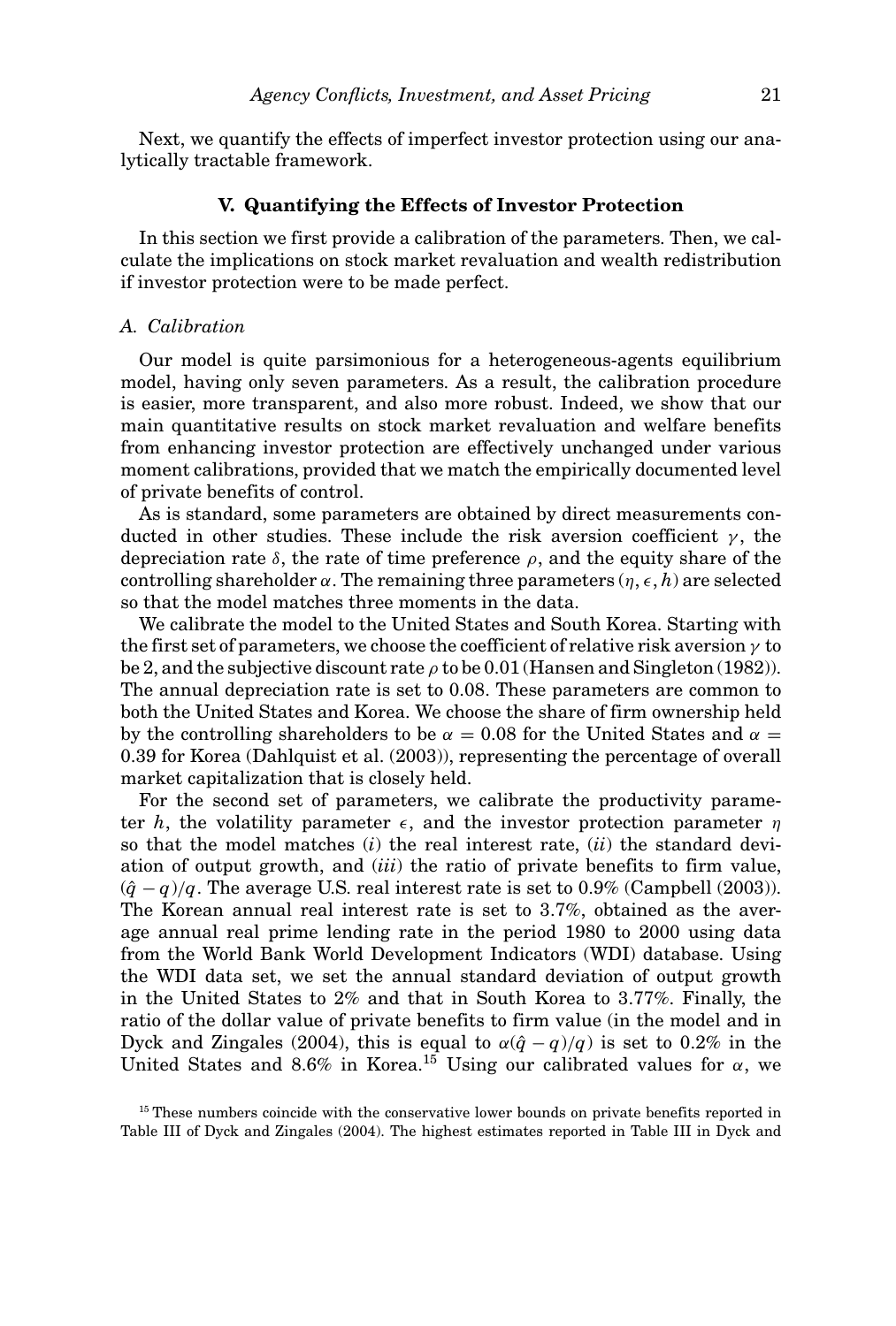Next, we quantify the effects of imperfect investor protection using our analytically tractable framework.

## V. Quantifying the Effects of Investor Protection

In this section we first provide a calibration of the parameters. Then, we calculate the implications on stock market revaluation and wealth redistribution if investor protection were to be made perfect.

### *A. Calibration*

Our model is quite parsimonious for a heterogeneous-agents equilibrium model, having only seven parameters. As a result, the calibration procedure is easier, more transparent, and also more robust. Indeed, we show that our main quantitative results on stock market revaluation and welfare benefits from enhancing investor protection are effectively unchanged under various moment calibrations, provided that we match the empirically documented level of private benefits of control.

As is standard, some parameters are obtained by direct measurements conducted in other studies. These include the risk aversion coefficient $\gamma$, the depreciation rate $\delta$, the rate of time preference $\rho$, and the equity share of the controlling shareholder $\alpha$. The remaining three parameters $(\eta, \epsilon, h)$ are selected so that the model matches three moments in the data.

We calibrate the model to the United States and South Korea. Starting with the first set of parameters, we choose the coefficient of relative risk aversion $\gamma$ to be 2, and the subjective discount rate $\rho$ to be 0.01 (Hansen and Singleton (1982)). The annual depreciation rate is set to 0.08. These parameters are common to both the United States and Korea. We choose the share of firm ownership held by the controlling shareholders to be $\alpha = 0.08$ for the United States and $\alpha = 0.39$ for Korea (Dahlquist et al. (2003)), representing the percentage of overall market capitalization that is closely held.

For the second set of parameters, we calibrate the productivity parameter $h$, the volatility parameter $\epsilon$, and the investor protection parameter $\eta$ so that the model matches (*i*) the real interest rate, (*ii*) the standard deviation of output growth, and (*iii*) the ratio of private benefits to firm value, $(\hat{q} - q)/q$. The average U.S. real interest rate is set to 0.9% (Campbell (2003)). The Korean annual real interest rate is set to 3.7%, obtained as the average annual real prime lending rate in the period 1980 to 2000 using data from the World Bank World Development Indicators (WDI) database. Using the WDI data set, we set the annual standard deviation of output growth in the United States to 2% and that in South Korea to 3.77%. Finally, the ratio of the dollar value of private benefits to firm value (in the model and in Dyck and Zingales (2004), this is equal to $\alpha(\hat{q} - q)/q$) is set to 0.2% in the United States and 8.6% in Korea.[15] Using our calibrated values for $\alpha$, we

[15] These numbers coincide with the conservative lower bounds on private benefits reported in Table III of Dyck and Zingales (2004). The highest estimates reported in Table III in Dyck and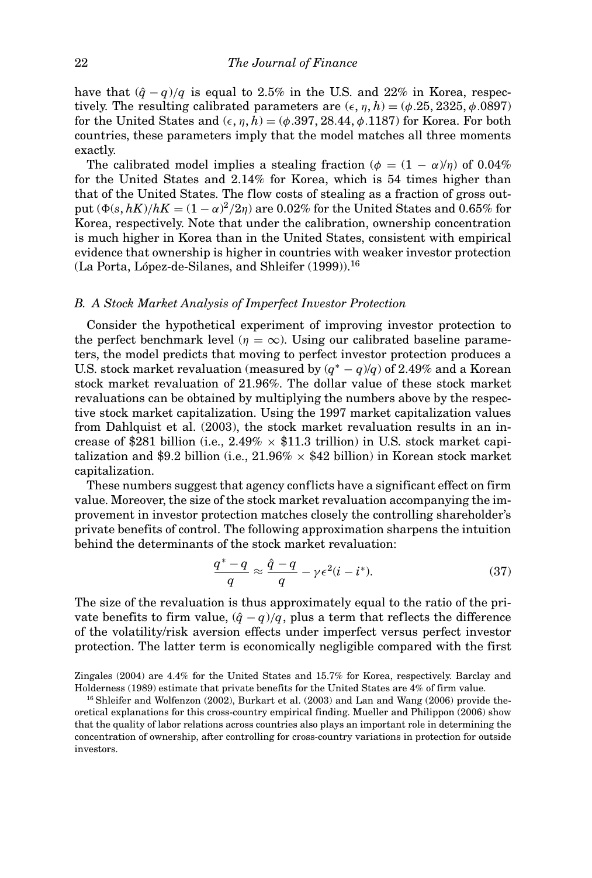have that $(\hat{q} - q)/q$ is equal to 2.5% in the U.S. and 22% in Korea, respectively. The resulting calibrated parameters are $(\epsilon, \eta, h) = (\phi.25, 2325, \phi.0897)$ for the United States and $(\epsilon, \eta, h) = (\phi.397, 28.44, \phi.1187)$ for Korea. For both countries, these parameters imply that the model matches all three moments exactly.

The calibrated model implies a stealing fraction ($\phi = (1 - \alpha)/\eta$) of 0.04% for the United States and 2.14% for Korea, which is 54 times higher than that of the United States. The flow costs of stealing as a fraction of gross output ($\Phi(s, hK)/hK = (1 - \alpha)^2/2\eta$) are 0.02% for the United States and 0.65% for Korea, respectively. Note that under the calibration, ownership concentration is much higher in Korea than in the United States, consistent with empirical evidence that ownership is higher in countries with weaker investor protection (La Porta, López-de-Silanes, and Shleifer (1999)).[16]

### B. A Stock Market Analysis of Imperfect Investor Protection

Consider the hypothetical experiment of improving investor protection to the perfect benchmark level ($\eta = \infty$). Using our calibrated baseline parameters, the model predicts that moving to perfect investor protection produces a U.S. stock market revaluation (measured by $(q^* - q)/q$) of 2.49% and a Korean stock market revaluation of 21.96%. The dollar value of these stock market revaluations can be obtained by multiplying the numbers above by the respective stock market capitalization. Using the 1997 market capitalization values from Dahlquist et al. (2003), the stock market revaluation results in an increase of \$281 billion (i.e., 2.49% $\times$ \$11.3 trillion) in U.S. stock market capitalization and \$9.2 billion (i.e., 21.96% $\times$ \$42 billion) in Korean stock market capitalization.

These numbers suggest that agency conflicts have a significant effect on firm value. Moreover, the size of the stock market revaluation accompanying the improvement in investor protection matches closely the controlling shareholder's private benefits of control. The following approximation sharpens the intuition behind the determinants of the stock market revaluation:

$$\frac{q^* - q}{q} \approx \frac{\hat{q} - q}{q} - \gamma \epsilon^2 (i - i^*). \tag{37}$$

The size of the revaluation is thus approximately equal to the ratio of the private benefits to firm value, $(\hat{q} - q)/q$, plus a term that reflects the difference of the volatility/risk aversion effects under imperfect versus perfect investor protection. The latter term is economically negligible compared with the first

Zingales (2004) are 4.4% for the United States and 15.7% for Korea, respectively. Barclay and Holderness (1989) estimate that private benefits for the United States are 4% of firm value.

[16] Shleifer and Wolfenzon (2002), Burkart et al. (2003) and Lan and Wang (2006) provide theoretical explanations for this cross-country empirical finding. Mueller and Philippon (2006) show that the quality of labor relations across countries also plays an important role in determining the concentration of ownership, after controlling for cross-country variations in protection for outside investors.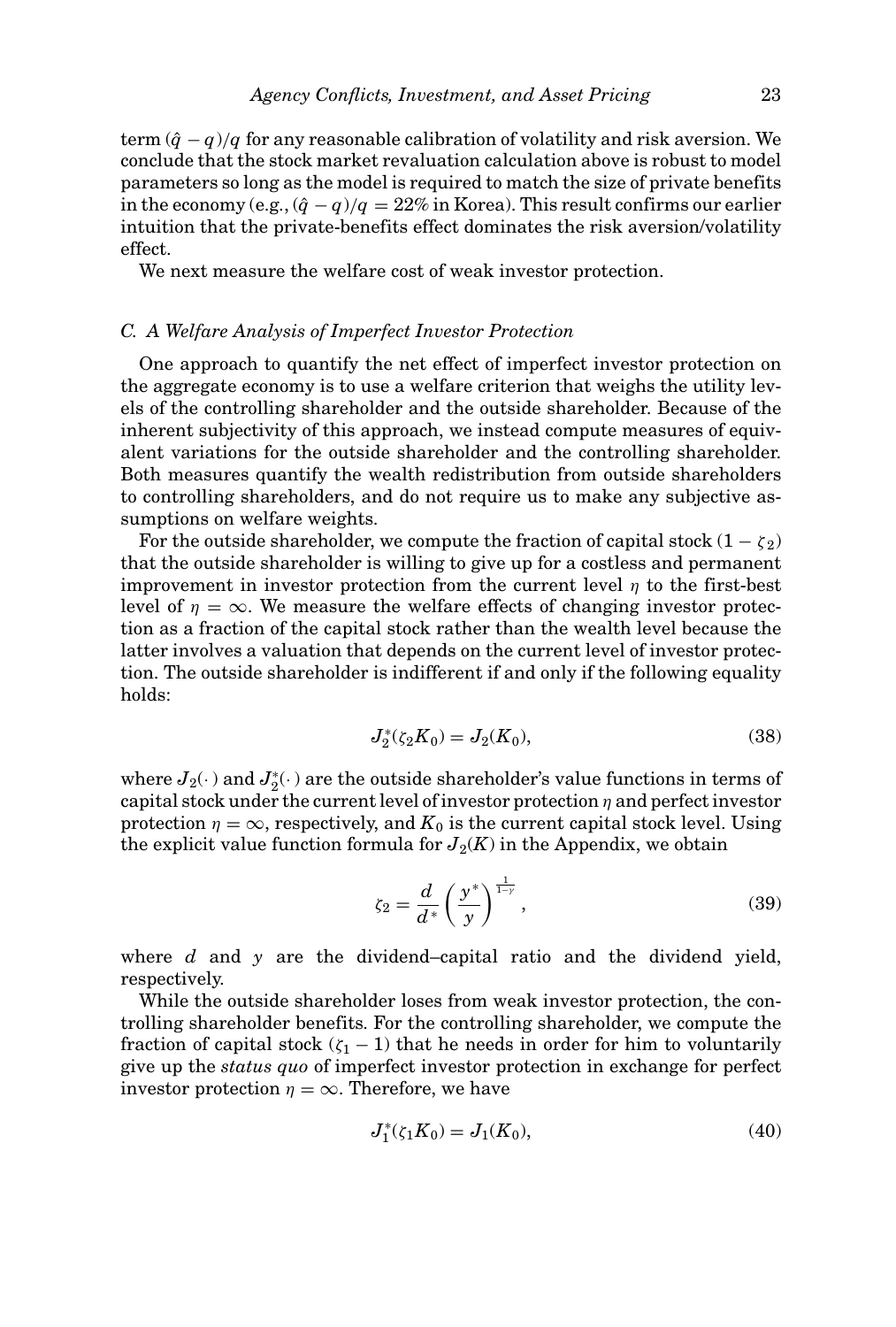term $(\hat{q} - q)/q$ for any reasonable calibration of volatility and risk aversion. We conclude that the stock market revaluation calculation above is robust to model parameters so long as the model is required to match the size of private benefits in the economy (e.g., $(\hat{q} - q)/q = 22\%$ in Korea). This result confirms our earlier intuition that the private-benefits effect dominates the risk aversion/volatility effect.

We next measure the welfare cost of weak investor protection.

### *C. A Welfare Analysis of Imperfect Investor Protection*

One approach to quantify the net effect of imperfect investor protection on the aggregate economy is to use a welfare criterion that weighs the utility levels of the controlling shareholder and the outside shareholder. Because of the inherent subjectivity of this approach, we instead compute measures of equivalent variations for the outside shareholder and the controlling shareholder. Both measures quantify the wealth redistribution from outside shareholders to controlling shareholders, and do not require us to make any subjective assumptions on welfare weights.

For the outside shareholder, we compute the fraction of capital stock $(1 - \zeta_2)$ that the outside shareholder is willing to give up for a costless and permanent improvement in investor protection from the current level $\eta$ to the first-best level of $\eta = \infty$. We measure the welfare effects of changing investor protection as a fraction of the capital stock rather than the wealth level because the latter involves a valuation that depends on the current level of investor protection. The outside shareholder is indifferent if and only if the following equality holds:

$$J_2^*(\zeta_2 K_0) = J_2(K_0), \tag{38}$$

where $J_2(\cdot)$ and $J_2^*(\cdot)$ are the outside shareholder's value functions in terms of capital stock under the current level of investor protection $\eta$ and perfect investor protection $\eta = \infty$, respectively, and $K_0$ is the current capital stock level. Using the explicit value function formula for $J_2(K)$ in the Appendix, we obtain

$$\zeta_2 = \frac{d}{d^*}\left(\frac{y^*}{y}\right)^{\frac{1}{1-\gamma}}, \tag{39}$$

where $d$ and $y$ are the dividend–capital ratio and the dividend yield, respectively.

While the outside shareholder loses from weak investor protection, the controlling shareholder benefits. For the controlling shareholder, we compute the fraction of capital stock $(\zeta_1 - 1)$ that he needs in order for him to voluntarily give up the *status quo* of imperfect investor protection in exchange for perfect investor protection $\eta = \infty$. Therefore, we have

$$J_1^*(\zeta_1 K_0) = J_1(K_0), \tag{40}$$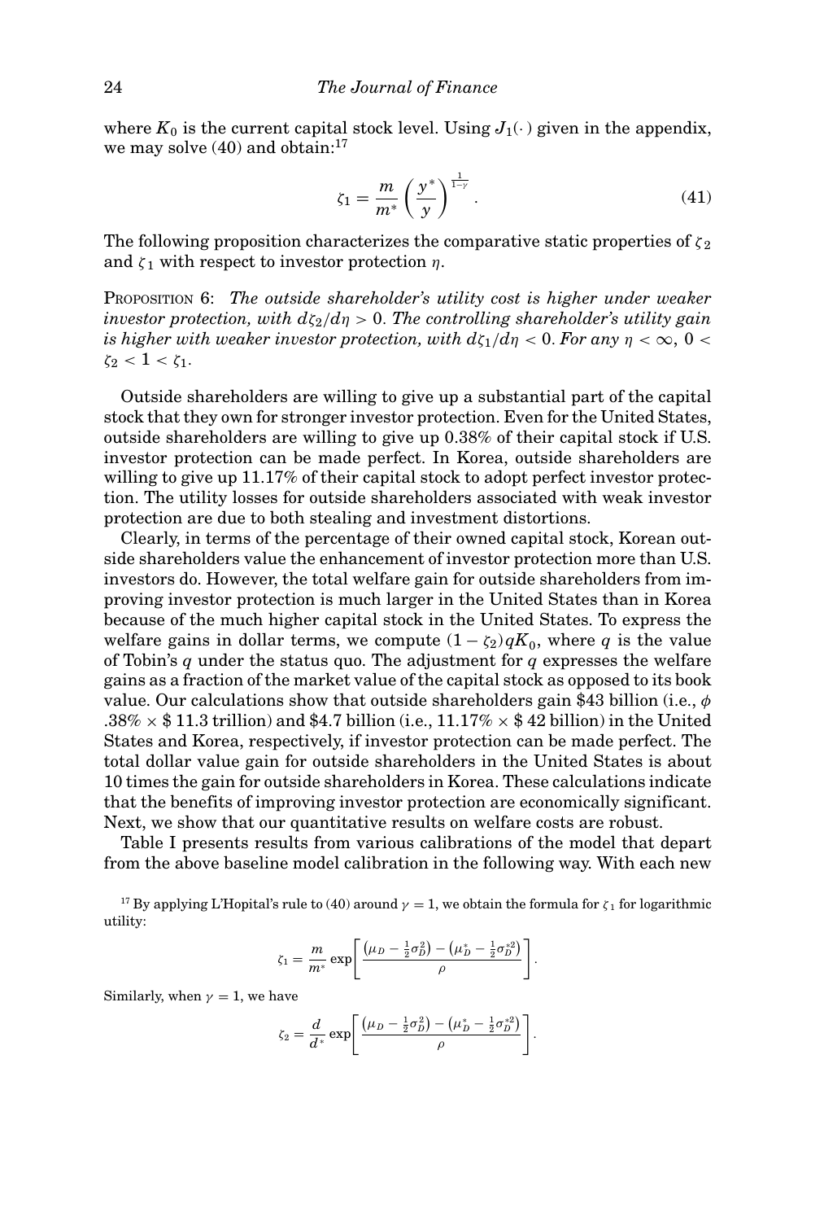where $K_0$ is the current capital stock level. Using $J_1(\cdot)$ given in the appendix, we may solve (40) and obtain:[17]

$$\zeta_1 = \frac{m}{m^*}\left(\frac{y^*}{y}\right)^{\frac{1}{1-\gamma}}. \tag{41}$$

The following proposition characterizes the comparative static properties of $\zeta_2$ and $\zeta_1$ with respect to investor protection $\eta$.

PROPOSITION 6: *The outside shareholder's utility cost is higher under weaker investor protection, with $d\zeta_2/d\eta > 0$. The controlling shareholder's utility gain is higher with weaker investor protection, with $d\zeta_1/d\eta < 0$. For any $\eta < \infty$, $0 < \zeta_2 < 1 < \zeta_1$.*

Outside shareholders are willing to give up a substantial part of the capital stock that they own for stronger investor protection. Even for the United States, outside shareholders are willing to give up 0.38% of their capital stock if U.S. investor protection can be made perfect. In Korea, outside shareholders are willing to give up 11.17% of their capital stock to adopt perfect investor protection. The utility losses for outside shareholders associated with weak investor protection are due to both stealing and investment distortions.

Clearly, in terms of the percentage of their owned capital stock, Korean outside shareholders value the enhancement of investor protection more than U.S. investors do. However, the total welfare gain for outside shareholders from improving investor protection is much larger in the United States than in Korea because of the much higher capital stock in the United States. To express the welfare gains in dollar terms, we compute $(1-\zeta_2)qK_0$, where $q$ is the value of Tobin's $q$ under the status quo. The adjustment for $q$ expresses the welfare gains as a fraction of the market value of the capital stock as opposed to its book value. Our calculations show that outside shareholders gain \$43 billion (i.e., $\phi$ .38% × \$ 11.3 trillion) and \$4.7 billion (i.e., 11.17% × \$ 42 billion) in the United States and Korea, respectively, if investor protection can be made perfect. The total dollar value gain for outside shareholders in the United States is about 10 times the gain for outside shareholders in Korea. These calculations indicate that the benefits of improving investor protection are economically significant. Next, we show that our quantitative results on welfare costs are robust.

Table I presents results from various calibrations of the model that depart from the above baseline model calibration in the following way. With each new

[17] By applying L'Hopital's rule to (40) around $\gamma = 1$, we obtain the formula for $\zeta_1$ for logarithmic utility:

$$\zeta_1 = \frac{m}{m^*}\exp\left[\frac{\left(\mu_D - \frac{1}{2}\sigma_D^2\right) - \left(\mu_D^* - \frac{1}{2}\sigma_D^{*2}\right)}{\rho}\right].$$

Similarly, when $\gamma = 1$, we have

$$\zeta_2 = \frac{d}{d^*}\exp\left[\frac{\left(\mu_D - \frac{1}{2}\sigma_D^2\right) - \left(\mu_D^* - \frac{1}{2}\sigma_D^{*2}\right)}{\rho}\right].$$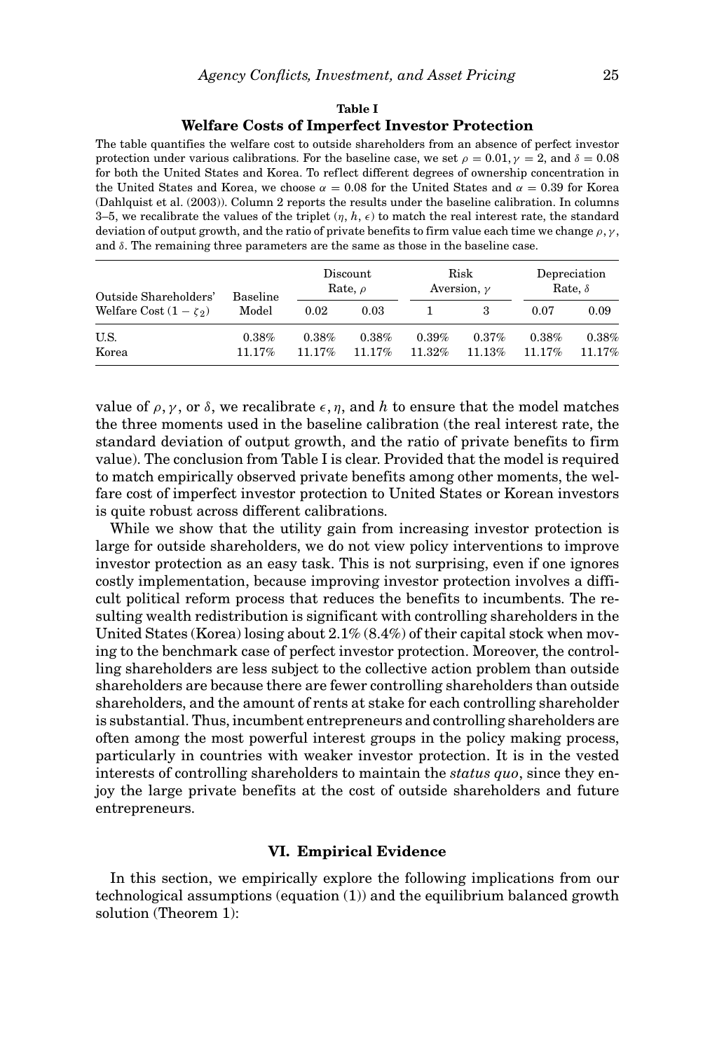**Table I**

**Welfare Costs of Imperfect Investor Protection**

The table quantifies the welfare cost to outside shareholders from an absence of perfect investor protection under various calibrations. For the baseline case, we set $\rho = 0.01, \gamma = 2$, and $\delta = 0.08$ for both the United States and Korea. To reflect different degrees of ownership concentration in the United States and Korea, we choose $\alpha = 0.08$ for the United States and $\alpha = 0.39$ for Korea (Dahlquist et al. (2003)). Column 2 reports the results under the baseline calibration. In columns 3–5, we recalibrate the values of the triplet $(\eta, h, \epsilon)$ to match the real interest rate, the standard deviation of output growth, and the ratio of private benefits to firm value each time we change $\rho, \gamma$, and $\delta$. The remaining three parameters are the same as those in the baseline case.

| Outside Shareholders' Welfare Cost $(1 - \zeta_2)$ | Baseline Model | Discount Rate, $\rho$ | | Risk Aversion, $\gamma$ | | Depreciation Rate, $\delta$ | |
|---|---|---|---|---|---|---|---|
| | | 0.02 | 0.03 | 1 | 3 | 0.07 | 0.09 |
| U.S. | 0.38% | 0.38% | 0.38% | 0.39% | 0.37% | 0.38% | 0.38% |
| Korea | 11.17% | 11.17% | 11.17% | 11.32% | 11.13% | 11.17% | 11.17% |

value of $\rho, \gamma$, or $\delta$, we recalibrate $\epsilon, \eta$, and $h$ to ensure that the model matches the three moments used in the baseline calibration (the real interest rate, the standard deviation of output growth, and the ratio of private benefits to firm value). The conclusion from Table I is clear. Provided that the model is required to match empirically observed private benefits among other moments, the welfare cost of imperfect investor protection to United States or Korean investors is quite robust across different calibrations.

While we show that the utility gain from increasing investor protection is large for outside shareholders, we do not view policy interventions to improve investor protection as an easy task. This is not surprising, even if one ignores costly implementation, because improving investor protection involves a difficult political reform process that reduces the benefits to incumbents. The resulting wealth redistribution is significant with controlling shareholders in the United States (Korea) losing about 2.1% (8.4%) of their capital stock when moving to the benchmark case of perfect investor protection. Moreover, the controlling shareholders are less subject to the collective action problem than outside shareholders are because there are fewer controlling shareholders than outside shareholders, and the amount of rents at stake for each controlling shareholder is substantial. Thus, incumbent entrepreneurs and controlling shareholders are often among the most powerful interest groups in the policy making process, particularly in countries with weaker investor protection. It is in the vested interests of controlling shareholders to maintain the *status quo*, since they enjoy the large private benefits at the cost of outside shareholders and future entrepreneurs.

## VI. Empirical Evidence

In this section, we empirically explore the following implications from our technological assumptions (equation (1)) and the equilibrium balanced growth solution (Theorem 1):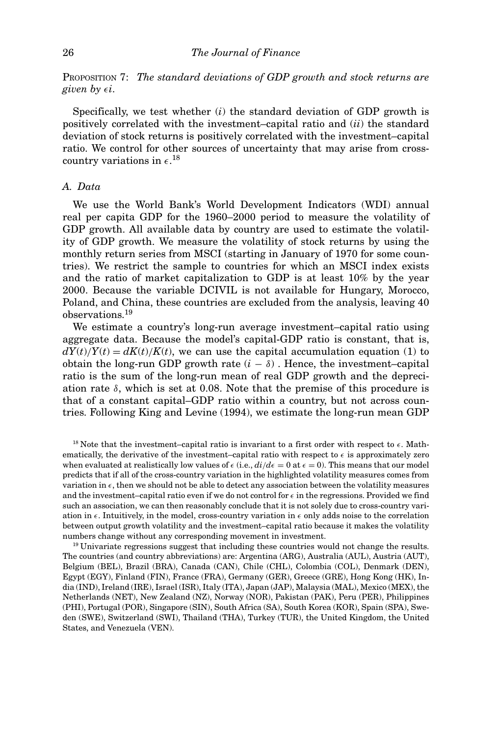PROPOSITION 7: *The standard deviations of GDP growth and stock returns are given by* $\epsilon i$.

Specifically, we test whether (*i*) the standard deviation of GDP growth is positively correlated with the investment–capital ratio and (*ii*) the standard deviation of stock returns is positively correlated with the investment–capital ratio. We control for other sources of uncertainty that may arise from cross-country variations in $\epsilon$.[18]

### A. Data

We use the World Bank's World Development Indicators (WDI) annual real per capita GDP for the 1960–2000 period to measure the volatility of GDP growth. All available data by country are used to estimate the volatility of GDP growth. We measure the volatility of stock returns by using the monthly return series from MSCI (starting in January of 1970 for some countries). We restrict the sample to countries for which an MSCI index exists and the ratio of market capitalization to GDP is at least 10% by the year 2000. Because the variable DCIVIL is not available for Hungary, Morocco, Poland, and China, these countries are excluded from the analysis, leaving 40 observations.[19]

We estimate a country's long-run average investment–capital ratio using aggregate data. Because the model's capital-GDP ratio is constant, that is, $dY(t)/Y(t) = dK(t)/K(t)$, we can use the capital accumulation equation (1) to obtain the long-run GDP growth rate $(i - \delta)$. Hence, the investment–capital ratio is the sum of the long-run mean of real GDP growth and the depreciation rate $\delta$, which is set at 0.08. Note that the premise of this procedure is that of a constant capital–GDP ratio within a country, but not across countries. Following King and Levine (1994), we estimate the long-run mean GDP

[18] Note that the investment–capital ratio is invariant to a first order with respect to $\epsilon$. Mathematically, the derivative of the investment–capital ratio with respect to $\epsilon$ is approximately zero when evaluated at realistically low values of $\epsilon$ (i.e., $di/d\epsilon = 0$ at $\epsilon = 0$). This means that our model predicts that if all of the cross-country variation in the highlighted volatility measures comes from variation in $\epsilon$, then we should not be able to detect any association between the volatility measures and the investment–capital ratio even if we do not control for $\epsilon$ in the regressions. Provided we find such an association, we can then reasonably conclude that it is not solely due to cross-country variation in $\epsilon$. Intuitively, in the model, cross-country variation in $\epsilon$ only adds noise to the correlation between output growth volatility and the investment–capital ratio because it makes the volatility numbers change without any corresponding movement in investment.

[19] Univariate regressions suggest that including these countries would not change the results. The countries (and country abbreviations) are: Argentina (ARG), Australia (AUL), Austria (AUT), Belgium (BEL), Brazil (BRA), Canada (CAN), Chile (CHL), Colombia (COL), Denmark (DEN), Egypt (EGY), Finland (FIN), France (FRA), Germany (GER), Greece (GRE), Hong Kong (HK), India (IND), Ireland (IRE), Israel (ISR), Italy (ITA), Japan (JAP), Malaysia (MAL), Mexico (MEX), the Netherlands (NET), New Zealand (NZ), Norway (NOR), Pakistan (PAK), Peru (PER), Philippines (PHI), Portugal (POR), Singapore (SIN), South Africa (SA), South Korea (KOR), Spain (SPA), Sweden (SWE), Switzerland (SWI), Thailand (THA), Turkey (TUR), the United Kingdom, the United States, and Venezuela (VEN).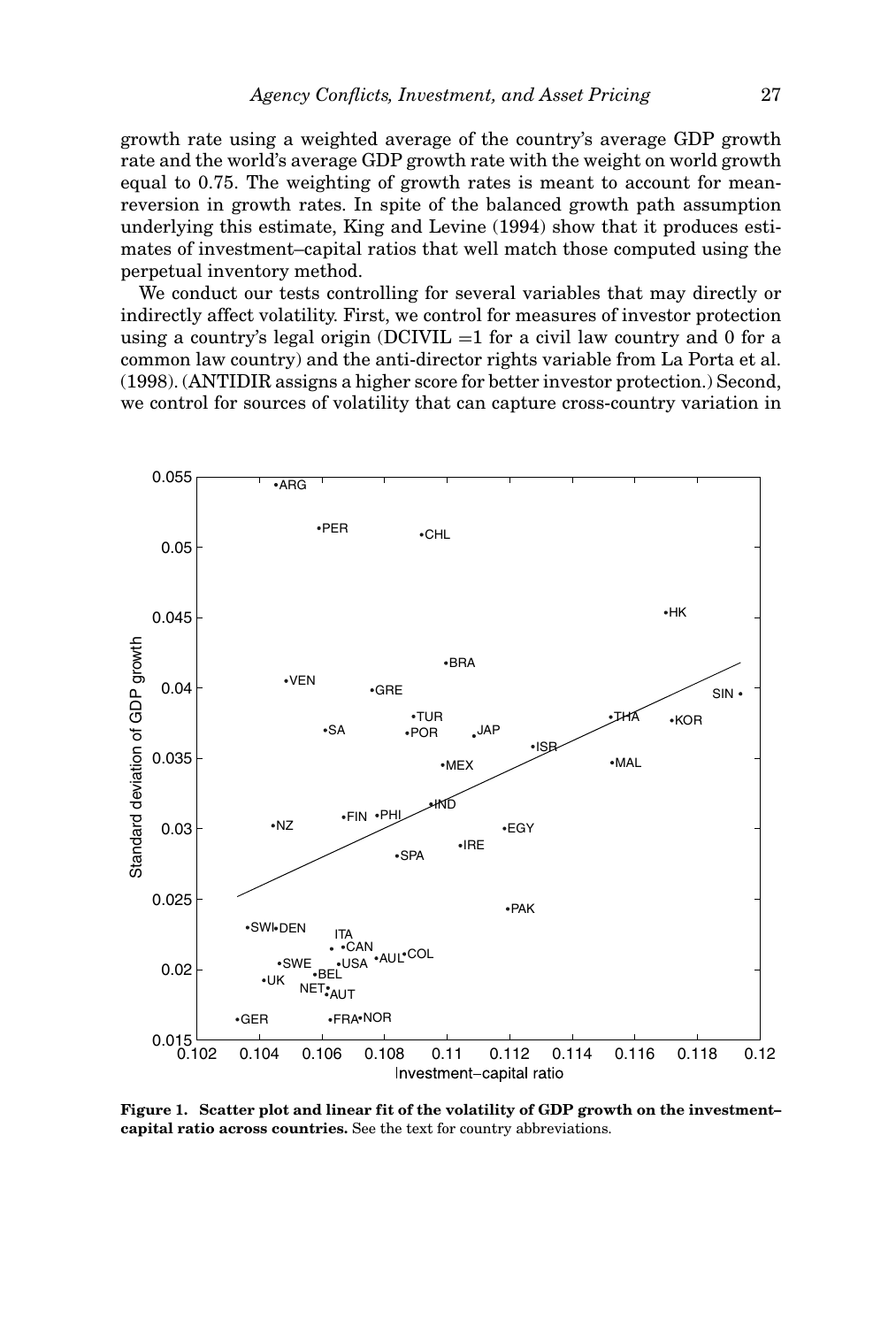growth rate using a weighted average of the country's average GDP growth rate and the world's average GDP growth rate with the weight on world growth equal to 0.75. The weighting of growth rates is meant to account for mean-reversion in growth rates. In spite of the balanced growth path assumption underlying this estimate, King and Levine (1994) show that it produces estimates of investment–capital ratios that well match those computed using the perpetual inventory method.

We conduct our tests controlling for several variables that may directly or indirectly affect volatility. First, we control for measures of investor protection using a country's legal origin (DCIVIL =1 for a civil law country and 0 for a common law country) and the anti-director rights variable from La Porta et al. (1998). (ANTIDIR assigns a higher score for better investor protection.) Second, we control for sources of volatility that can capture cross-country variation in

**Figure 1. Scatter plot and linear fit of the volatility of GDP growth on the investment–capital ratio across countries.** See the text for country abbreviations.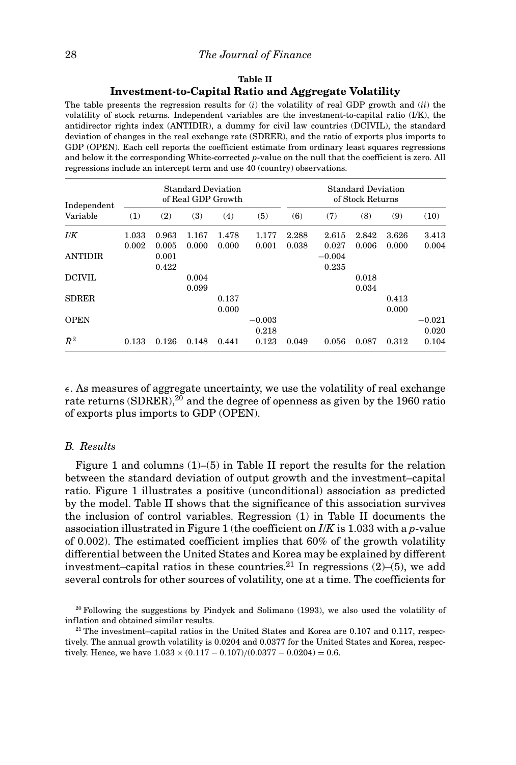**Table II**

**Investment-to-Capital Ratio and Aggregate Volatility**

The table presents the regression results for (*i*) the volatility of real GDP growth and (*ii*) the volatility of stock returns. Independent variables are the investment-to-capital ratio (I/K), the antidirector rights index (ANTIDIR), a dummy for civil law countries (DCIVIL), the standard deviation of changes in the real exchange rate (SDRER), and the ratio of exports plus imports to GDP (OPEN). Each cell reports the coefficient estimate from ordinary least squares regressions and below it the corresponding White-corrected *p*-value on the null that the coefficient is zero. All regressions include an intercept term and use 40 (country) observations.

| Independent Variable | Standard Deviation of Real GDP Growth | | | | | Standard Deviation of Stock Returns | | | | |
|---|---|---|---|---|---|---|---|---|---|---|
| | (1) | (2) | (3) | (4) | (5) | (6) | (7) | (8) | (9) | (10) |
| *I/K* | 1.033 | 0.963 | 1.167 | 1.478 | 1.177 | 2.288 | 2.615 | 2.842 | 3.626 | 3.413 |
| | 0.002 | 0.005 | 0.000 | 0.000 | 0.001 | 0.038 | 0.027 | 0.006 | 0.000 | 0.004 |
| ANTIDIR | | 0.001 | | | | | −0.004 | | | |
| | | 0.422 | | | | | 0.235 | | | |
| DCIVIL | | | 0.004 | | | | | 0.018 | | |
| | | | 0.099 | | | | | 0.034 | | |
| SDRER | | | | 0.137 | | | | | 0.413 | |
| | | | | 0.000 | | | | | 0.000 | |
| OPEN | | | | | −0.003 | | | | | −0.021 |
| | | | | | 0.218 | | | | | 0.020 |
| $R^2$ | 0.133 | 0.126 | 0.148 | 0.441 | 0.123 | 0.049 | 0.056 | 0.087 | 0.312 | 0.104 |

$\epsilon$. As measures of aggregate uncertainty, we use the volatility of real exchange rate returns (SDRER),[20] and the degree of openness as given by the 1960 ratio of exports plus imports to GDP (OPEN).

### *B. Results*

Figure 1 and columns (1)–(5) in Table II report the results for the relation between the standard deviation of output growth and the investment–capital ratio. Figure 1 illustrates a positive (unconditional) association as predicted by the model. Table II shows that the significance of this association survives the inclusion of control variables. Regression (1) in Table II documents the association illustrated in Figure 1 (the coefficient on *I/K* is 1.033 with a *p*-value of 0.002). The estimated coefficient implies that 60% of the growth volatility differential between the United States and Korea may be explained by different investment–capital ratios in these countries.[21] In regressions (2)–(5), we add several controls for other sources of volatility, one at a time. The coefficients for

[20] Following the suggestions by Pindyck and Solimano (1993), we also used the volatility of inflation and obtained similar results.

[21] The investment–capital ratios in the United States and Korea are 0.107 and 0.117, respectively. The annual growth volatility is 0.0204 and 0.0377 for the United States and Korea, respectively. Hence, we have $1.033 \times (0.117 - 0.107)/(0.0377 - 0.0204) = 0.6$.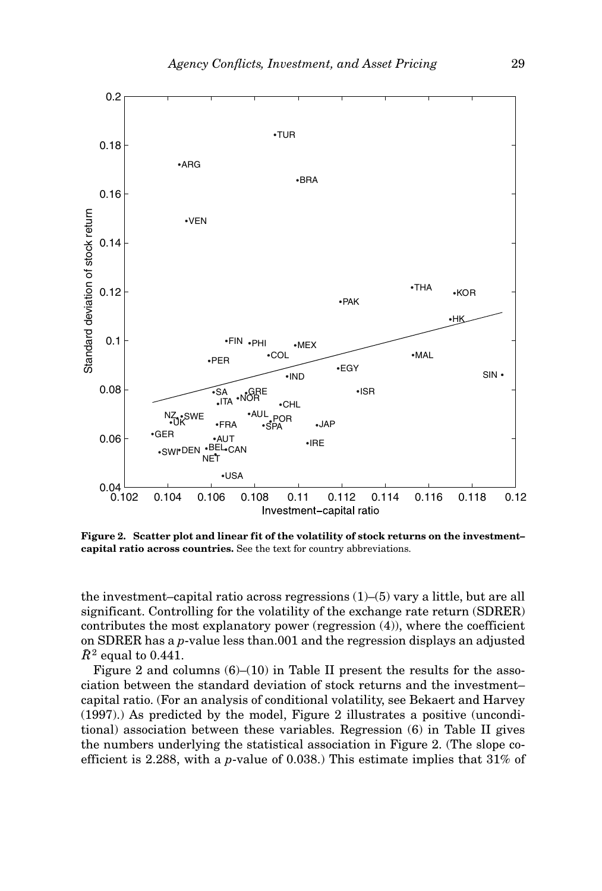**Figure 2. Scatter plot and linear fit of the volatility of stock returns on the investment–capital ratio across countries.** See the text for country abbreviations.

the investment–capital ratio across regressions (1)–(5) vary a little, but are all significant. Controlling for the volatility of the exchange rate return (SDRER) contributes the most explanatory power (regression (4)), where the coefficient on SDRER has a *p*-value less than.001 and the regression displays an adjusted $\bar{R}^2$ equal to 0.441.

Figure 2 and columns (6)–(10) in Table II present the results for the association between the standard deviation of stock returns and the investment–capital ratio. (For an analysis of conditional volatility, see Bekaert and Harvey (1997).) As predicted by the model, Figure 2 illustrates a positive (unconditional) association between these variables. Regression (6) in Table II gives the numbers underlying the statistical association in Figure 2. (The slope coefficient is 2.288, with a *p*-value of 0.038.) This estimate implies that 31% of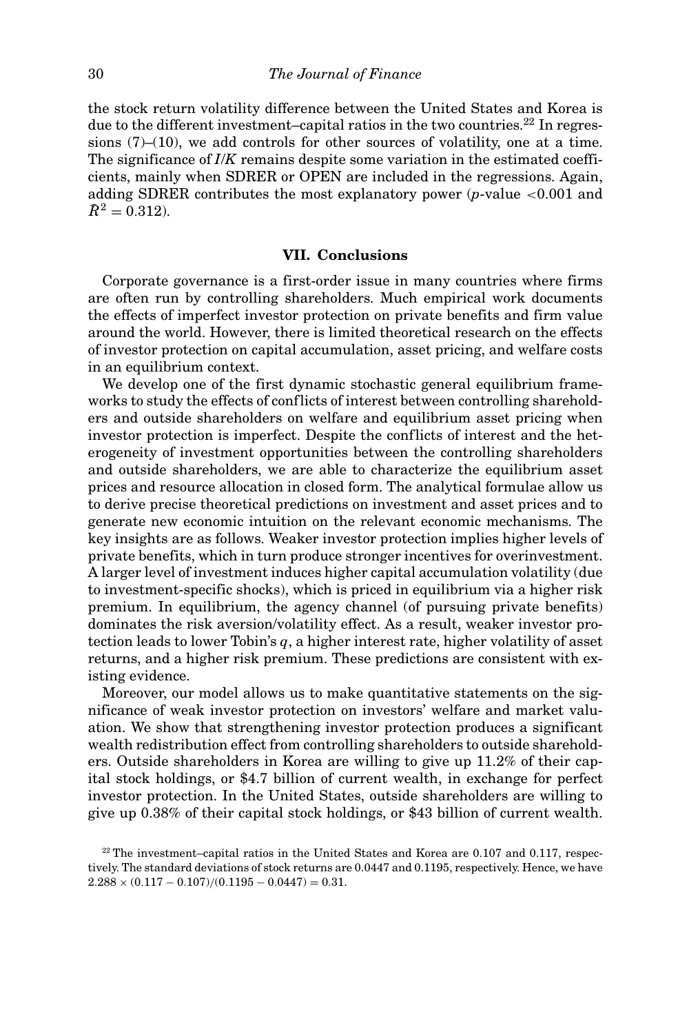the stock return volatility difference between the United States and Korea is due to the different investment–capital ratios in the two countries.[22] In regressions (7)–(10), we add controls for other sources of volatility, one at a time. The significance of $I/K$ remains despite some variation in the estimated coefficients, mainly when SDRER or OPEN are included in the regressions. Again, adding SDRER contributes the most explanatory power ($p$-value $<0.001$ and $\bar{R}^2 = 0.312$).

## VII. Conclusions

Corporate governance is a first-order issue in many countries where firms are often run by controlling shareholders. Much empirical work documents the effects of imperfect investor protection on private benefits and firm value around the world. However, there is limited theoretical research on the effects of investor protection on capital accumulation, asset pricing, and welfare costs in an equilibrium context.

We develop one of the first dynamic stochastic general equilibrium frameworks to study the effects of conflicts of interest between controlling shareholders and outside shareholders on welfare and equilibrium asset pricing when investor protection is imperfect. Despite the conflicts of interest and the heterogeneity of investment opportunities between the controlling shareholders and outside shareholders, we are able to characterize the equilibrium asset prices and resource allocation in closed form. The analytical formulae allow us to derive precise theoretical predictions on investment and asset prices and to generate new economic intuition on the relevant economic mechanisms. The key insights are as follows. Weaker investor protection implies higher levels of private benefits, which in turn produce stronger incentives for overinvestment. A larger level of investment induces higher capital accumulation volatility (due to investment-specific shocks), which is priced in equilibrium via a higher risk premium. In equilibrium, the agency channel (of pursuing private benefits) dominates the risk aversion/volatility effect. As a result, weaker investor protection leads to lower Tobin's $q$, a higher interest rate, higher volatility of asset returns, and a higher risk premium. These predictions are consistent with existing evidence.

Moreover, our model allows us to make quantitative statements on the significance of weak investor protection on investors' welfare and market valuation. We show that strengthening investor protection produces a significant wealth redistribution effect from controlling shareholders to outside shareholders. Outside shareholders in Korea are willing to give up 11.2% of their capital stock holdings, or \$4.7 billion of current wealth, in exchange for perfect investor protection. In the United States, outside shareholders are willing to give up 0.38% of their capital stock holdings, or \$43 billion of current wealth.

[22] The investment–capital ratios in the United States and Korea are 0.107 and 0.117, respectively. The standard deviations of stock returns are 0.0447 and 0.1195, respectively. Hence, we have $2.288 \times (0.117 - 0.107)/(0.1195 - 0.0447) = 0.31$.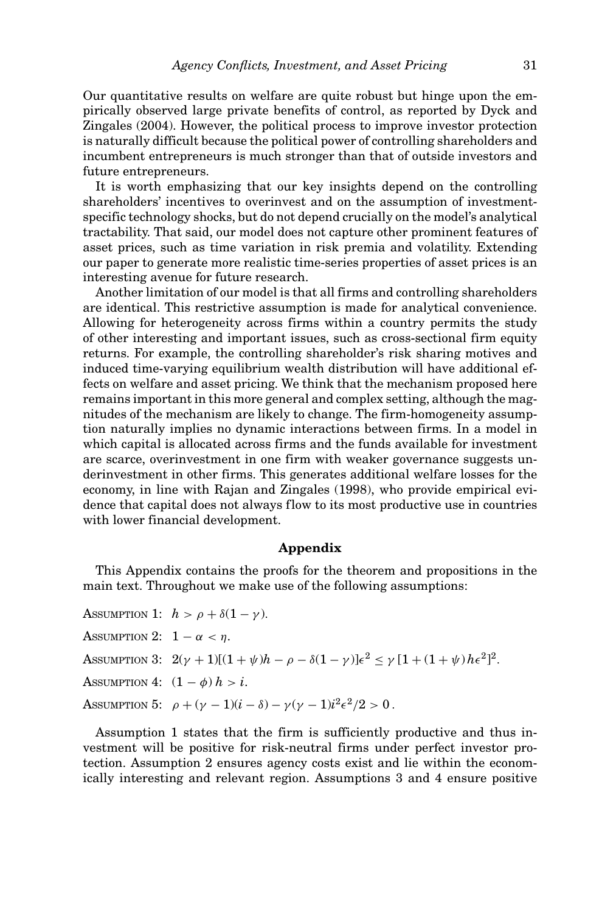Our quantitative results on welfare are quite robust but hinge upon the empirically observed large private benefits of control, as reported by Dyck and Zingales (2004). However, the political process to improve investor protection is naturally difficult because the political power of controlling shareholders and incumbent entrepreneurs is much stronger than that of outside investors and future entrepreneurs.

It is worth emphasizing that our key insights depend on the controlling shareholders' incentives to overinvest and on the assumption of investment-specific technology shocks, but do not depend crucially on the model's analytical tractability. That said, our model does not capture other prominent features of asset prices, such as time variation in risk premia and volatility. Extending our paper to generate more realistic time-series properties of asset prices is an interesting avenue for future research.

Another limitation of our model is that all firms and controlling shareholders are identical. This restrictive assumption is made for analytical convenience. Allowing for heterogeneity across firms within a country permits the study of other interesting and important issues, such as cross-sectional firm equity returns. For example, the controlling shareholder's risk sharing motives and induced time-varying equilibrium wealth distribution will have additional effects on welfare and asset pricing. We think that the mechanism proposed here remains important in this more general and complex setting, although the magnitudes of the mechanism are likely to change. The firm-homogeneity assumption naturally implies no dynamic interactions between firms. In a model in which capital is allocated across firms and the funds available for investment are scarce, overinvestment in one firm with weaker governance suggests underinvestment in other firms. This generates additional welfare losses for the economy, in line with Rajan and Zingales (1998), who provide empirical evidence that capital does not always flow to its most productive use in countries with lower financial development.

## Appendix

This Appendix contains the proofs for the theorem and propositions in the main text. Throughout we make use of the following assumptions:

ASSUMPTION 1: $h > \rho + \delta(1 - \gamma)$.

ASSUMPTION 2: $1 - \alpha < \eta$.

ASSUMPTION 3: $2(\gamma + 1)[(1 + \psi)h - \rho - \delta(1 - \gamma)]\epsilon^2 \leq \gamma\,[1 + (1 + \psi)h\epsilon^2]^2$.

ASSUMPTION 4: $(1 - \phi)\,h > i$.

ASSUMPTION 5: $\rho + (\gamma - 1)(i - \delta) - \gamma(\gamma - 1)i^2\epsilon^2/2 > 0$.

Assumption 1 states that the firm is sufficiently productive and thus investment will be positive for risk-neutral firms under perfect investor protection. Assumption 2 ensures agency costs exist and lie within the economically interesting and relevant region. Assumptions 3 and 4 ensure positive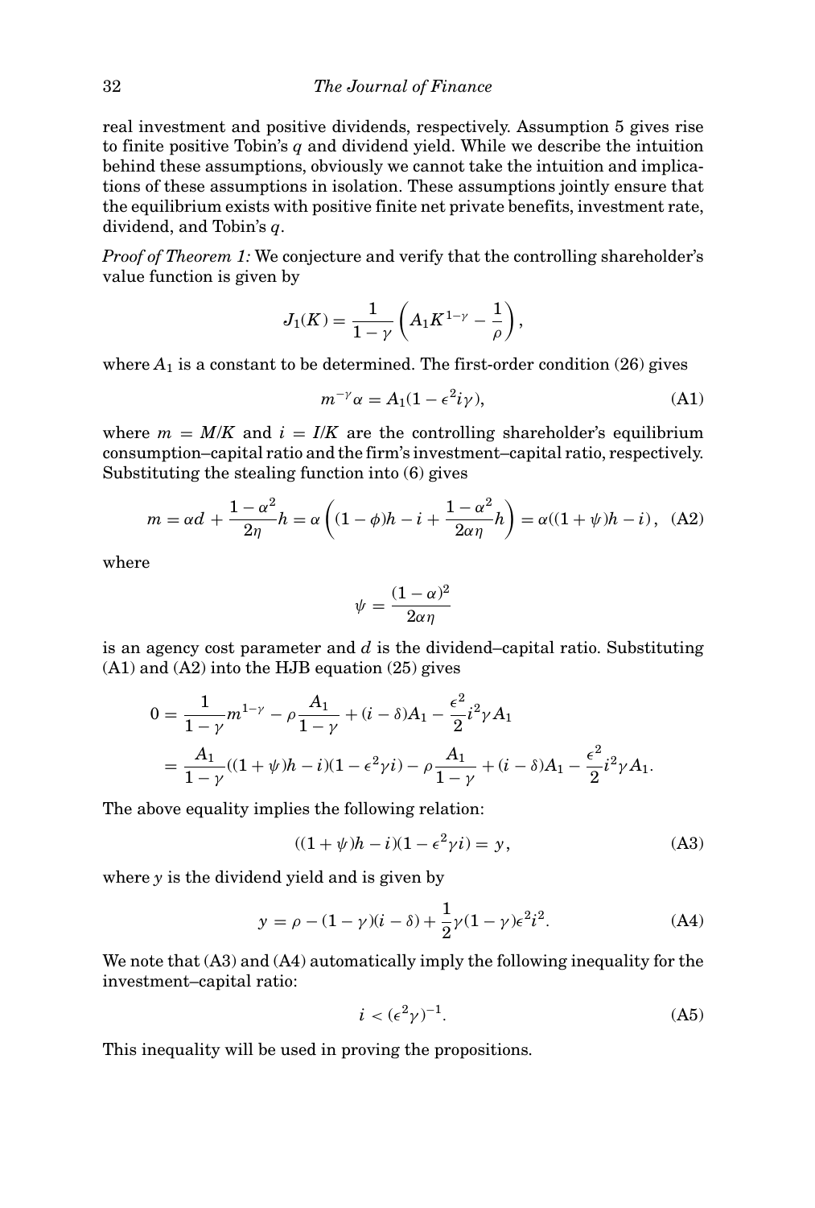real investment and positive dividends, respectively. Assumption 5 gives rise to finite positive Tobin's $q$ and dividend yield. While we describe the intuition behind these assumptions, obviously we cannot take the intuition and implications of these assumptions in isolation. These assumptions jointly ensure that the equilibrium exists with positive finite net private benefits, investment rate, dividend, and Tobin's $q$.

*Proof of Theorem 1:* We conjecture and verify that the controlling shareholder's value function is given by

$$J_1(K) = \frac{1}{1-\gamma}\left(A_1 K^{1-\gamma} - \frac{1}{\rho}\right),$$

where $A_1$ is a constant to be determined. The first-order condition (26) gives

$$m^{-\gamma}\alpha = A_1(1 - \epsilon^2 i \gamma), \tag{A1}$$

where $m = M/K$ and $i = I/K$ are the controlling shareholder's equilibrium consumption–capital ratio and the firm's investment–capital ratio, respectively. Substituting the stealing function into (6) gives

$$m = \alpha d + \frac{1-\alpha^2}{2\eta}h = \alpha\left((1-\phi)h - i + \frac{1-\alpha^2}{2\alpha\eta}h\right) = \alpha((1+\psi)h - i), \tag{A2}$$

where

$$\psi = \frac{(1-\alpha)^2}{2\alpha\eta}$$

is an agency cost parameter and $d$ is the dividend–capital ratio. Substituting (A1) and (A2) into the HJB equation (25) gives

$$\begin{aligned}
0 &= \frac{1}{1-\gamma}m^{1-\gamma} - \rho\frac{A_1}{1-\gamma} + (i-\delta)A_1 - \frac{\epsilon^2}{2}i^2\gamma A_1 \\
&= \frac{A_1}{1-\gamma}((1+\psi)h - i)(1-\epsilon^2\gamma i) - \rho\frac{A_1}{1-\gamma} + (i-\delta)A_1 - \frac{\epsilon^2}{2}i^2\gamma A_1.
\end{aligned}$$

The above equality implies the following relation:

$$((1+\psi)h - i)(1-\epsilon^2\gamma i) = y, \tag{A3}$$

where $y$ is the dividend yield and is given by

$$y = \rho - (1-\gamma)(i-\delta) + \frac{1}{2}\gamma(1-\gamma)\epsilon^2 i^2. \tag{A4}$$

We note that (A3) and (A4) automatically imply the following inequality for the investment–capital ratio:

$$i < (\epsilon^2\gamma)^{-1}. \tag{A5}$$

This inequality will be used in proving the propositions.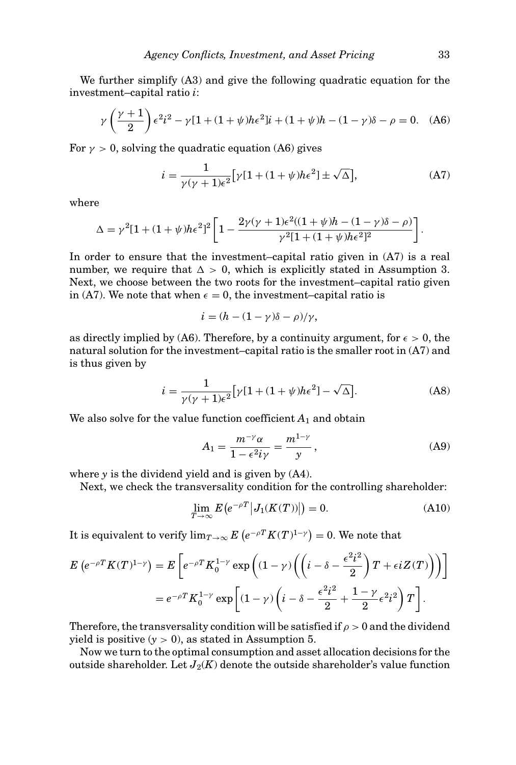We further simplify (A3) and give the following quadratic equation for the investment–capital ratio $i$:

$$\gamma\left(\frac{\gamma+1}{2}\right)\epsilon^2 i^2 - \gamma[1+(1+\psi)h\epsilon^2]i + (1+\psi)h - (1-\gamma)\delta - \rho = 0. \quad \text{(A6)}$$

For $\gamma > 0$, solving the quadratic equation (A6) gives

$$i = \frac{1}{\gamma(\gamma+1)\epsilon^2}\left[\gamma[1+(1+\psi)h\epsilon^2] \pm \sqrt{\Delta}\right], \quad \text{(A7)}$$

where

$$\Delta = \gamma^2[1+(1+\psi)h\epsilon^2]^2\left[1 - \frac{2\gamma(\gamma+1)\epsilon^2((1+\psi)h - (1-\gamma)\delta - \rho)}{\gamma^2[1+(1+\psi)h\epsilon^2]^2}\right].$$

In order to ensure that the investment–capital ratio given in (A7) is a real number, we require that $\Delta > 0$, which is explicitly stated in Assumption 3. Next, we choose between the two roots for the investment–capital ratio given in (A7). We note that when $\epsilon = 0$, the investment–capital ratio is

$$i = (h - (1-\gamma)\delta - \rho)/\gamma,$$

as directly implied by (A6). Therefore, by a continuity argument, for $\epsilon > 0$, the natural solution for the investment–capital ratio is the smaller root in (A7) and is thus given by

$$i = \frac{1}{\gamma(\gamma+1)\epsilon^2}\left[\gamma[1+(1+\psi)h\epsilon^2] - \sqrt{\Delta}\right]. \quad \text{(A8)}$$

We also solve for the value function coefficient $A_1$ and obtain

$$A_1 = \frac{m^{-\gamma}\alpha}{1-\epsilon^2 i\gamma} = \frac{m^{1-\gamma}}{y}, \quad \text{(A9)}$$

where $y$ is the dividend yield and is given by (A4).

Next, we check the transversality condition for the controlling shareholder:

$$\lim_{T\to\infty} E\left(e^{-\rho T}\left|J_1(K(T))\right|\right) = 0. \quad \text{(A10)}$$

It is equivalent to verify $\lim_{T\to\infty} E\left(e^{-\rho T}K(T)^{1-\gamma}\right) = 0$. We note that

$$\begin{aligned}
E\left(e^{-\rho T}K(T)^{1-\gamma}\right) &= E\left[e^{-\rho T}K_0^{1-\gamma}\exp\left((1-\gamma)\left(\left(i - \delta - \frac{\epsilon^2 i^2}{2}\right)T + \epsilon i Z(T)\right)\right)\right] \\
&= e^{-\rho T}K_0^{1-\gamma}\exp\left[(1-\gamma)\left(i - \delta - \frac{\epsilon^2 i^2}{2} + \frac{1-\gamma}{2}\epsilon^2 i^2\right)T\right].
\end{aligned}$$

Therefore, the transversality condition will be satisfied if $\rho > 0$ and the dividend yield is positive ($y > 0$), as stated in Assumption 5.

Now we turn to the optimal consumption and asset allocation decisions for the outside shareholder. Let $J_2(K)$ denote the outside shareholder's value function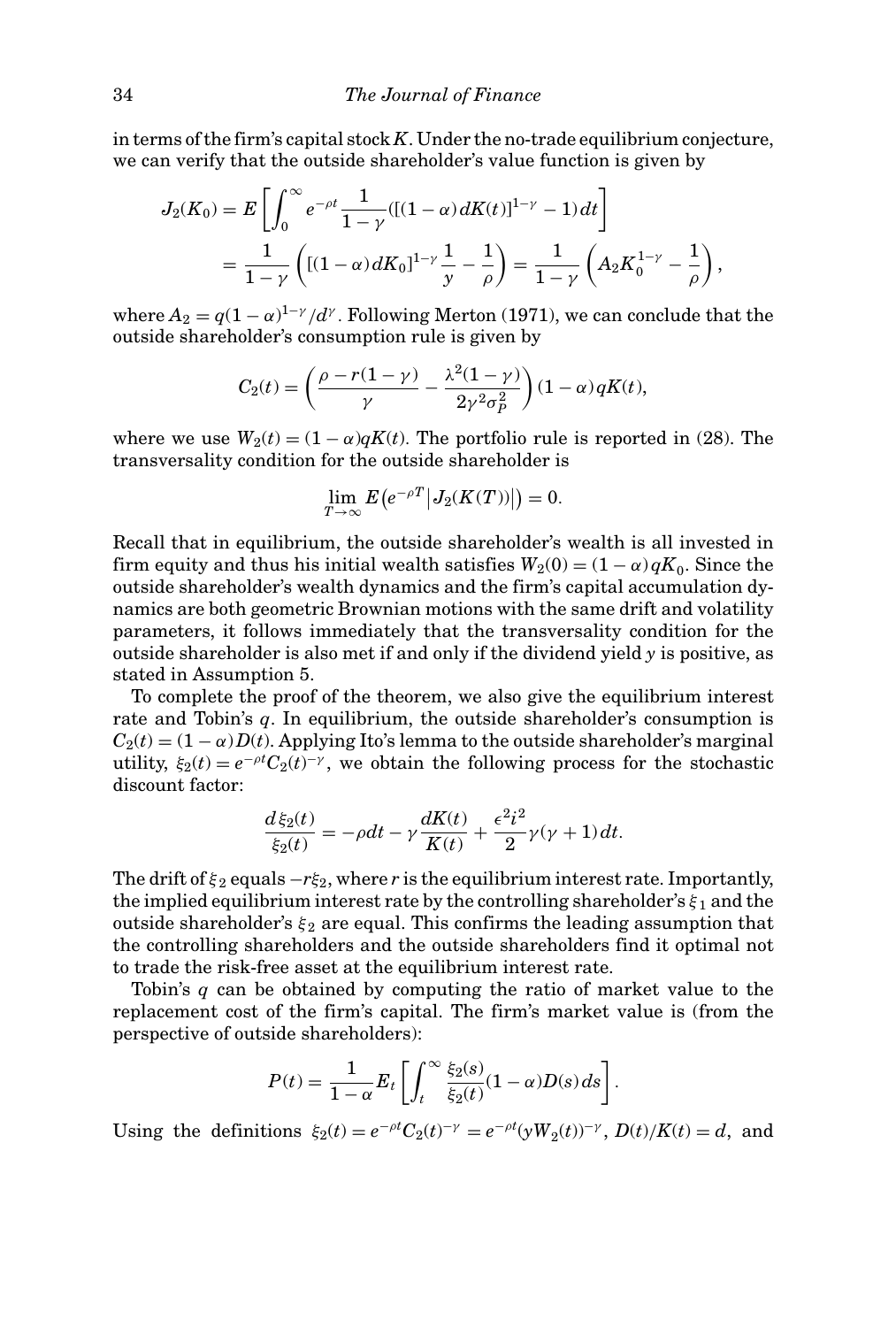in terms of the firm's capital stock $K$. Under the no-trade equilibrium conjecture, we can verify that the outside shareholder's value function is given by

$$J_2(K_0) = E\left[\int_0^\infty e^{-\rho t}\frac{1}{1-\gamma}([(1-\alpha)\,dK(t)]^{1-\gamma} - 1)\,dt\right]$$

$$= \frac{1}{1-\gamma}\left([(1-\alpha)\,dK_0]^{1-\gamma}\frac{1}{y} - \frac{1}{\rho}\right) = \frac{1}{1-\gamma}\left(A_2 K_0^{1-\gamma} - \frac{1}{\rho}\right),$$

where $A_2 = q(1-\alpha)^{1-\gamma}/d^{\gamma}$. Following Merton (1971), we can conclude that the outside shareholder's consumption rule is given by

$$C_2(t) = \left(\frac{\rho - r(1-\gamma)}{\gamma} - \frac{\lambda^2(1-\gamma)}{2\gamma^2\sigma_P^2}\right)(1-\alpha)qK(t),$$

where we use $W_2(t) = (1-\alpha)qK(t)$. The portfolio rule is reported in (28). The transversality condition for the outside shareholder is

$$\lim_{T\to\infty} E\left(e^{-\rho T}\left|J_2(K(T))\right|\right) = 0.$$

Recall that in equilibrium, the outside shareholder's wealth is all invested in firm equity and thus his initial wealth satisfies $W_2(0) = (1-\alpha)qK_0$. Since the outside shareholder's wealth dynamics and the firm's capital accumulation dynamics are both geometric Brownian motions with the same drift and volatility parameters, it follows immediately that the transversality condition for the outside shareholder is also met if and only if the dividend yield $y$ is positive, as stated in Assumption 5.

To complete the proof of the theorem, we also give the equilibrium interest rate and Tobin's $q$. In equilibrium, the outside shareholder's consumption is $C_2(t) = (1-\alpha)D(t)$. Applying Ito's lemma to the outside shareholder's marginal utility, $\xi_2(t) = e^{-\rho t}C_2(t)^{-\gamma}$, we obtain the following process for the stochastic discount factor:

$$\frac{d\xi_2(t)}{\xi_2(t)} = -\rho\,dt - \gamma\frac{dK(t)}{K(t)} + \frac{\epsilon^2 i^2}{2}\gamma(\gamma+1)\,dt.$$

The drift of $\xi_2$ equals $-r\xi_2$, where $r$ is the equilibrium interest rate. Importantly, the implied equilibrium interest rate by the controlling shareholder's $\xi_1$ and the outside shareholder's $\xi_2$ are equal. This confirms the leading assumption that the controlling shareholders and the outside shareholders find it optimal not to trade the risk-free asset at the equilibrium interest rate.

Tobin's $q$ can be obtained by computing the ratio of market value to the replacement cost of the firm's capital. The firm's market value is (from the perspective of outside shareholders):

$$P(t) = \frac{1}{1-\alpha}E_t\left[\int_t^\infty \frac{\xi_2(s)}{\xi_2(t)}(1-\alpha)D(s)\,ds\right].$$

Using the definitions $\xi_2(t) = e^{-\rho t}C_2(t)^{-\gamma} = e^{-\rho t}(yW_2(t))^{-\gamma}$, $D(t)/K(t) = d$, and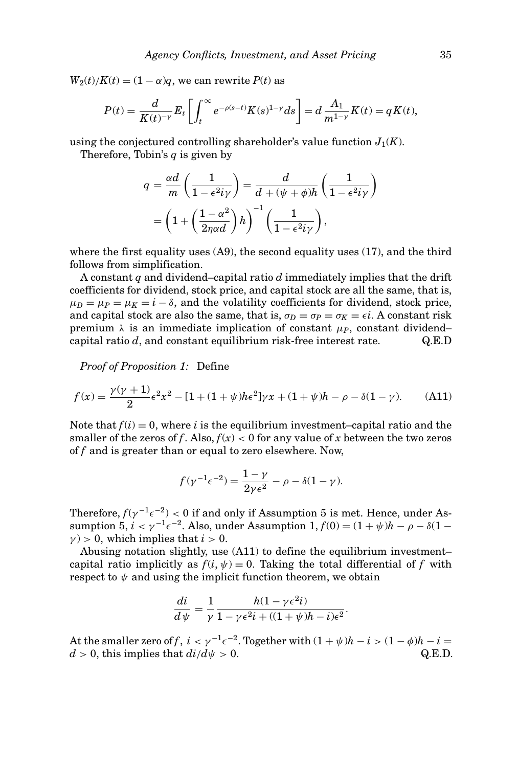$W_2(t)/K(t) = (1-\alpha)q$, we can rewrite $P(t)$ as

$$P(t) = \frac{d}{K(t)^{-\gamma}} E_t\left[\int_t^\infty e^{-\rho(s-t)} K(s)^{1-\gamma} ds\right] = d\,\frac{A_1}{m^{1-\gamma}} K(t) = qK(t),$$

using the conjectured controlling shareholder's value function $J_1(K)$.

Therefore, Tobin's $q$ is given by

$$q = \frac{\alpha d}{m}\left(\frac{1}{1-\epsilon^2 i\gamma}\right) = \frac{d}{d+(\psi+\phi)h}\left(\frac{1}{1-\epsilon^2 i\gamma}\right)$$
$$= \left(1+\left(\frac{1-\alpha^2}{2\eta\alpha d}\right)h\right)^{-1}\left(\frac{1}{1-\epsilon^2 i\gamma}\right),$$

where the first equality uses (A9), the second equality uses (17), and the third follows from simplification.

A constant $q$ and dividend–capital ratio $d$ immediately implies that the drift coefficients for dividend, stock price, and capital stock are all the same, that is, $\mu_D = \mu_P = \mu_K = i - \delta$, and the volatility coefficients for dividend, stock price, and capital stock are also the same, that is, $\sigma_D = \sigma_P = \sigma_K = \epsilon i$. A constant risk premium $\lambda$ is an immediate implication of constant $\mu_P$, constant dividend–capital ratio $d$, and constant equilibrium risk-free interest rate. Q.E.D

*Proof of Proposition 1:* Define

$$f(x) = \frac{\gamma(\gamma+1)}{2}\epsilon^2 x^2 - [1+(1+\psi)h\epsilon^2]\gamma x + (1+\psi)h - \rho - \delta(1-\gamma). \tag{A11}$$

Note that $f(i) = 0$, where $i$ is the equilibrium investment–capital ratio and the smaller of the zeros of $f$. Also, $f(x) < 0$ for any value of $x$ between the two zeros of $f$ and is greater than or equal to zero elsewhere. Now,

$$f(\gamma^{-1}\epsilon^{-2}) = \frac{1-\gamma}{2\gamma\epsilon^2} - \rho - \delta(1-\gamma).$$

Therefore, $f(\gamma^{-1}\epsilon^{-2}) < 0$ if and only if Assumption 5 is met. Hence, under Assumption 5, $i < \gamma^{-1}\epsilon^{-2}$. Also, under Assumption 1, $f(0) = (1+\psi)h - \rho - \delta(1-\gamma) > 0$, which implies that $i > 0$.

Abusing notation slightly, use (A11) to define the equilibrium investment–capital ratio implicitly as $f(i, \psi) = 0$. Taking the total differential of $f$ with respect to $\psi$ and using the implicit function theorem, we obtain

$$\frac{di}{d\psi} = \frac{1}{\gamma}\frac{h(1-\gamma\epsilon^2 i)}{1-\gamma\epsilon^2 i + ((1+\psi)h - i)\epsilon^2}.$$

At the smaller zero of $f$, $i < \gamma^{-1}\epsilon^{-2}$. Together with $(1+\psi)h - i > (1-\phi)h - i = d > 0$, this implies that $di/d\psi > 0$. Q.E.D.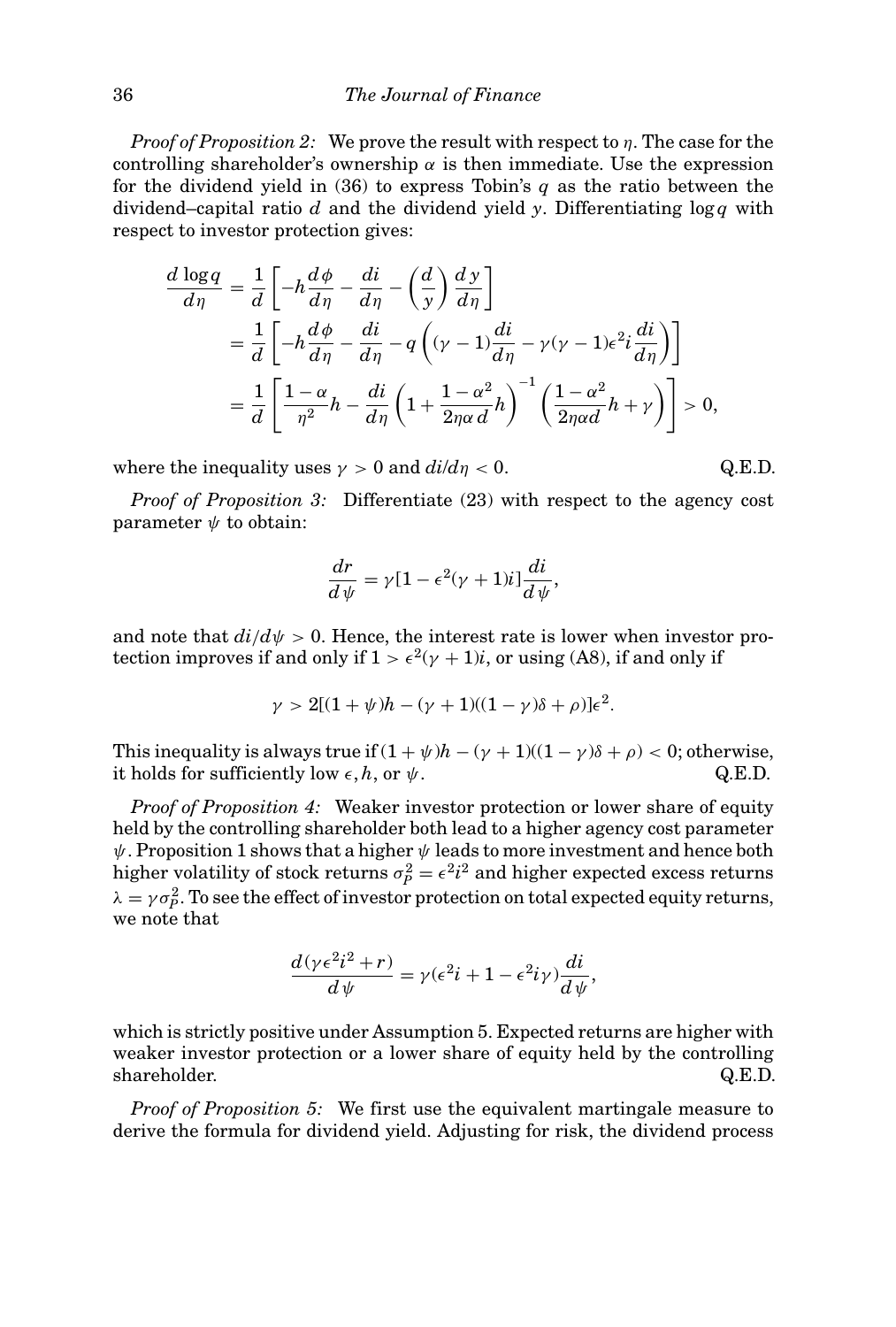*Proof of Proposition 2:* We prove the result with respect to $\eta$. The case for the controlling shareholder's ownership $\alpha$ is then immediate. Use the expression for the dividend yield in (36) to express Tobin's $q$ as the ratio between the dividend–capital ratio $d$ and the dividend yield $y$. Differentiating $\log q$ with respect to investor protection gives:

$$
\begin{aligned}
\frac{d \log q}{d\eta} &= \frac{1}{d}\left[-h\frac{d\phi}{d\eta} - \frac{di}{d\eta} - \left(\frac{d}{y}\right)\frac{dy}{d\eta}\right] \\
&= \frac{1}{d}\left[-h\frac{d\phi}{d\eta} - \frac{di}{d\eta} - q\left((\gamma-1)\frac{di}{d\eta} - \gamma(\gamma-1)\epsilon^2 i\frac{di}{d\eta}\right)\right] \\
&= \frac{1}{d}\left[\frac{1-\alpha}{\eta^2}h - \frac{di}{d\eta}\left(1+\frac{1-\alpha^2}{2\eta\alpha\, d}h\right)^{-1}\left(\frac{1-\alpha^2}{2\eta\alpha d}h+\gamma\right)\right] > 0,
\end{aligned}
$$

where the inequality uses $\gamma > 0$ and $di/d\eta < 0$. Q.E.D.

*Proof of Proposition 3:* Differentiate (23) with respect to the agency cost parameter $\psi$ to obtain:

$$
\frac{dr}{d\psi} = \gamma[1-\epsilon^2(\gamma+1)i]\frac{di}{d\psi},
$$

and note that $di/d\psi > 0$. Hence, the interest rate is lower when investor protection improves if and only if $1 > \epsilon^2(\gamma+1)i$, or using (A8), if and only if

$$
\gamma > 2[(1+\psi)h - (\gamma+1)((1-\gamma)\delta+\rho)]\epsilon^2.
$$

This inequality is always true if $(1+\psi)h - (\gamma+1)((1-\gamma)\delta+\rho) < 0$; otherwise, it holds for sufficiently low $\epsilon, h$, or $\psi$. Q.E.D.

*Proof of Proposition 4:* Weaker investor protection or lower share of equity held by the controlling shareholder both lead to a higher agency cost parameter $\psi$. Proposition 1 shows that a higher $\psi$ leads to more investment and hence both higher volatility of stock returns $\sigma_P^2 = \epsilon^2 i^2$ and higher expected excess returns $\lambda = \gamma\sigma_P^2$. To see the effect of investor protection on total expected equity returns, we note that

$$
\frac{d(\gamma\epsilon^2 i^2 + r)}{d\psi} = \gamma(\epsilon^2 i + 1 - \epsilon^2 i\gamma)\frac{di}{d\psi},
$$

which is strictly positive under Assumption 5. Expected returns are higher with weaker investor protection or a lower share of equity held by the controlling shareholder. Q.E.D.

*Proof of Proposition 5:* We first use the equivalent martingale measure to derive the formula for dividend yield. Adjusting for risk, the dividend process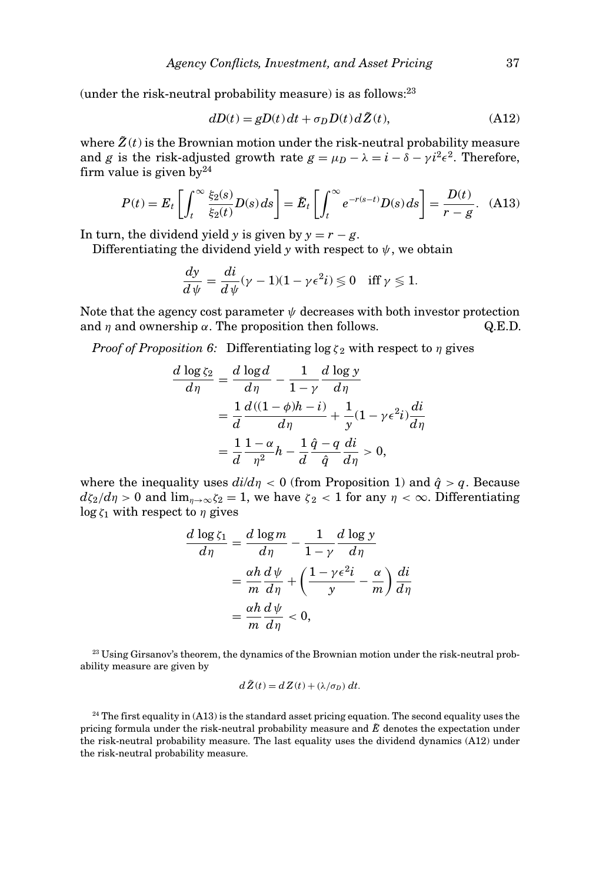(under the risk-neutral probability measure) is as follows:[23]

$$dD(t) = gD(t)\,dt + \sigma_D D(t)\,d\tilde{Z}(t), \tag{A12}$$

where $\tilde{Z}(t)$ is the Brownian motion under the risk-neutral probability measure and $g$ is the risk-adjusted growth rate $g = \mu_D - \lambda = i - \delta - \gamma i^2 \epsilon^2$. Therefore, firm value is given by[24]

$$P(t) = E_t\left[\int_t^\infty \frac{\xi_2(s)}{\xi_2(t)} D(s)\,ds\right] = \tilde{E}_t\left[\int_t^\infty e^{-r(s-t)} D(s)\,ds\right] = \frac{D(t)}{r-g}. \tag{A13}$$

In turn, the dividend yield $y$ is given by $y = r - g$.

Differentiating the dividend yield $y$ with respect to $\psi$, we obtain

$$\frac{dy}{d\psi} = \frac{di}{d\psi}(\gamma - 1)(1 - \gamma \epsilon^2 i) \lesseqgtr 0 \quad \text{iff } \gamma \lesseqgtr 1.$$

Note that the agency cost parameter $\psi$ decreases with both investor protection and $\eta$ and ownership $\alpha$. The proposition then follows. Q.E.D.

*Proof of Proposition 6:* Differentiating $\log \zeta_2$ with respect to $\eta$ gives

$$\begin{aligned}
\frac{d \log \zeta_2}{d\eta} &= \frac{d \log d}{d\eta} - \frac{1}{1-\gamma}\frac{d \log y}{d\eta} \\
&= \frac{1}{d}\frac{d((1-\phi)h - i)}{d\eta} + \frac{1}{y}(1 - \gamma\epsilon^2 i)\frac{di}{d\eta} \\
&= \frac{1}{d}\frac{1-\alpha}{\eta^2}h - \frac{1}{d}\frac{\hat{q} - q}{\hat{q}}\frac{di}{d\eta} > 0,
\end{aligned}$$

where the inequality uses $di/d\eta < 0$ (from Proposition 1) and $\hat{q} > q$. Because $d\zeta_2/d\eta > 0$ and $\lim_{\eta\to\infty}\zeta_2 = 1$, we have $\zeta_2 < 1$ for any $\eta < \infty$. Differentiating $\log \zeta_1$ with respect to $\eta$ gives

$$\begin{aligned}
\frac{d \log \zeta_1}{d\eta} &= \frac{d \log m}{d\eta} - \frac{1}{1-\gamma}\frac{d \log y}{d\eta} \\
&= \frac{\alpha h}{m}\frac{d\psi}{d\eta} + \left(\frac{1 - \gamma\epsilon^2 i}{y} - \frac{\alpha}{m}\right)\frac{di}{d\eta} \\
&= \frac{\alpha h}{m}\frac{d\psi}{d\eta} < 0,
\end{aligned}$$

[23] Using Girsanov's theorem, the dynamics of the Brownian motion under the risk-neutral probability measure are given by

$$d\tilde{Z}(t) = dZ(t) + (\lambda/\sigma_D)\,dt.$$

[24] The first equality in (A13) is the standard asset pricing equation. The second equality uses the pricing formula under the risk-neutral probability measure and $\tilde{E}$ denotes the expectation under the risk-neutral probability measure. The last equality uses the dividend dynamics (A12) under the risk-neutral probability measure.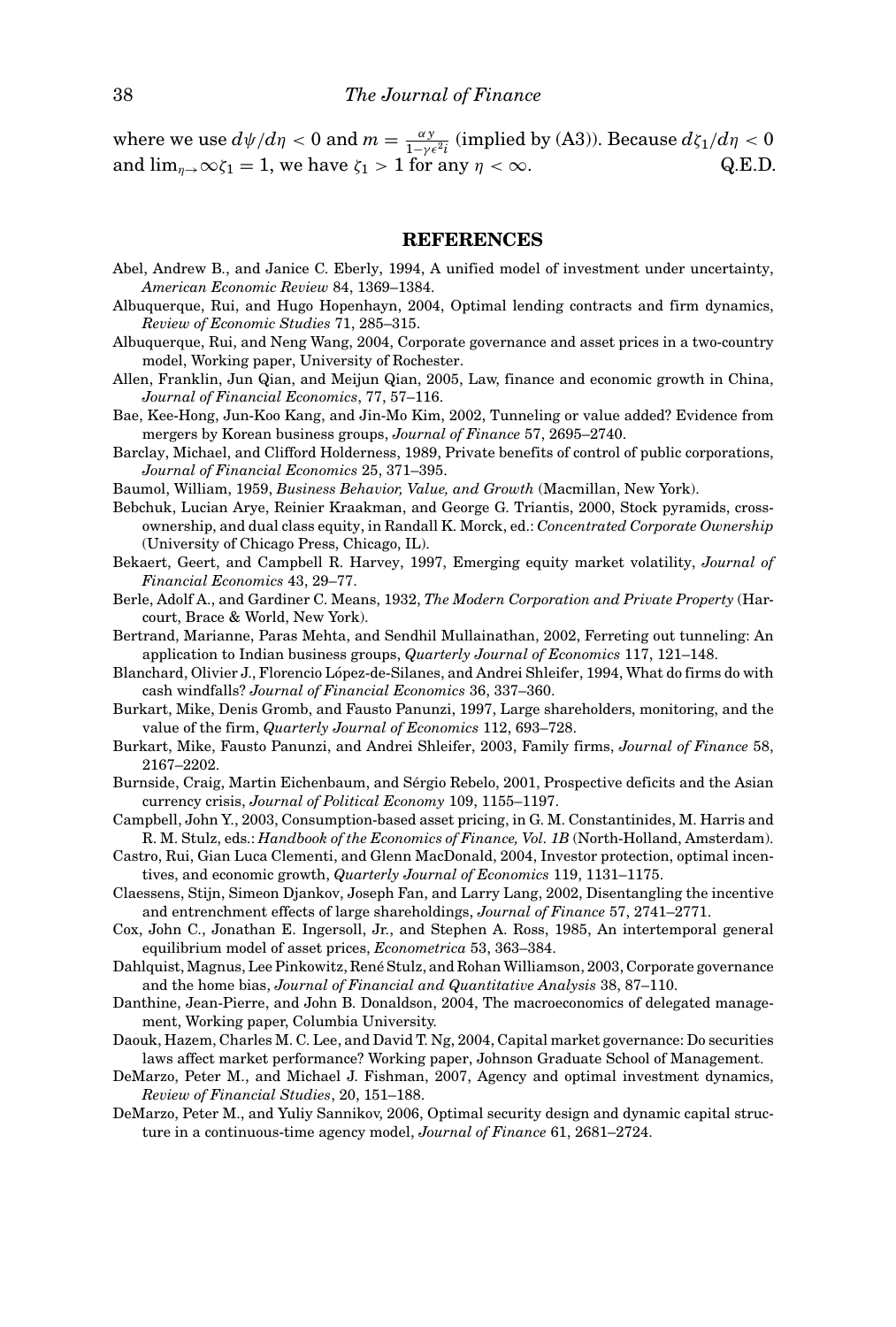where we use $d\psi/d\eta < 0$ and $m = \frac{\alpha y}{1-\gamma\epsilon^2 i}$ (implied by (A3)). Because $d\zeta_1/d\eta < 0$ and $\lim_{\eta\to\infty}\zeta_1 = 1$, we have $\zeta_1 > 1$ for any $\eta < \infty$. Q.E.D.

## REFERENCES

Abel, Andrew B., and Janice C. Eberly, 1994, A unified model of investment under uncertainty, *American Economic Review* 84, 1369–1384.

Albuquerque, Rui, and Hugo Hopenhayn, 2004, Optimal lending contracts and firm dynamics, *Review of Economic Studies* 71, 285–315.

Albuquerque, Rui, and Neng Wang, 2004, Corporate governance and asset prices in a two-country model, Working paper, University of Rochester.

Allen, Franklin, Jun Qian, and Meijun Qian, 2005, Law, finance and economic growth in China, *Journal of Financial Economics*, 77, 57–116.

Bae, Kee-Hong, Jun-Koo Kang, and Jin-Mo Kim, 2002, Tunneling or value added? Evidence from mergers by Korean business groups, *Journal of Finance* 57, 2695–2740.

Barclay, Michael, and Clifford Holderness, 1989, Private benefits of control of public corporations, *Journal of Financial Economics* 25, 371–395.

Baumol, William, 1959, *Business Behavior, Value, and Growth* (Macmillan, New York).

Bebchuk, Lucian Arye, Reinier Kraakman, and George G. Triantis, 2000, Stock pyramids, cross-ownership, and dual class equity, in Randall K. Morck, ed.: *Concentrated Corporate Ownership* (University of Chicago Press, Chicago, IL).

Bekaert, Geert, and Campbell R. Harvey, 1997, Emerging equity market volatility, *Journal of Financial Economics* 43, 29–77.

Berle, Adolf A., and Gardiner C. Means, 1932, *The Modern Corporation and Private Property* (Harcourt, Brace & World, New York).

Bertrand, Marianne, Paras Mehta, and Sendhil Mullainathan, 2002, Ferreting out tunneling: An application to Indian business groups, *Quarterly Journal of Economics* 117, 121–148.

Blanchard, Olivier J., Florencio López-de-Silanes, and Andrei Shleifer, 1994, What do firms do with cash windfalls? *Journal of Financial Economics* 36, 337–360.

Burkart, Mike, Denis Gromb, and Fausto Panunzi, 1997, Large shareholders, monitoring, and the value of the firm, *Quarterly Journal of Economics* 112, 693–728.

Burkart, Mike, Fausto Panunzi, and Andrei Shleifer, 2003, Family firms, *Journal of Finance* 58, 2167–2202.

Burnside, Craig, Martin Eichenbaum, and Sérgio Rebelo, 2001, Prospective deficits and the Asian currency crisis, *Journal of Political Economy* 109, 1155–1197.

Campbell, John Y., 2003, Consumption-based asset pricing, in G. M. Constantinides, M. Harris and R. M. Stulz, eds.: *Handbook of the Economics of Finance, Vol. 1B* (North-Holland, Amsterdam).

Castro, Rui, Gian Luca Clementi, and Glenn MacDonald, 2004, Investor protection, optimal incentives, and economic growth, *Quarterly Journal of Economics* 119, 1131–1175.

Claessens, Stijn, Simeon Djankov, Joseph Fan, and Larry Lang, 2002, Disentangling the incentive and entrenchment effects of large shareholdings, *Journal of Finance* 57, 2741–2771.

Cox, John C., Jonathan E. Ingersoll, Jr., and Stephen A. Ross, 1985, An intertemporal general equilibrium model of asset prices, *Econometrica* 53, 363–384.

Dahlquist, Magnus, Lee Pinkowitz, René Stulz, and Rohan Williamson, 2003, Corporate governance and the home bias, *Journal of Financial and Quantitative Analysis* 38, 87–110.

Danthine, Jean-Pierre, and John B. Donaldson, 2004, The macroeconomics of delegated management, Working paper, Columbia University.

Daouk, Hazem, Charles M. C. Lee, and David T. Ng, 2004, Capital market governance: Do securities laws affect market performance? Working paper, Johnson Graduate School of Management.

DeMarzo, Peter M., and Michael J. Fishman, 2007, Agency and optimal investment dynamics, *Review of Financial Studies*, 20, 151–188.

DeMarzo, Peter M., and Yuliy Sannikov, 2006, Optimal security design and dynamic capital structure in a continuous-time agency model, *Journal of Finance* 61, 2681–2724.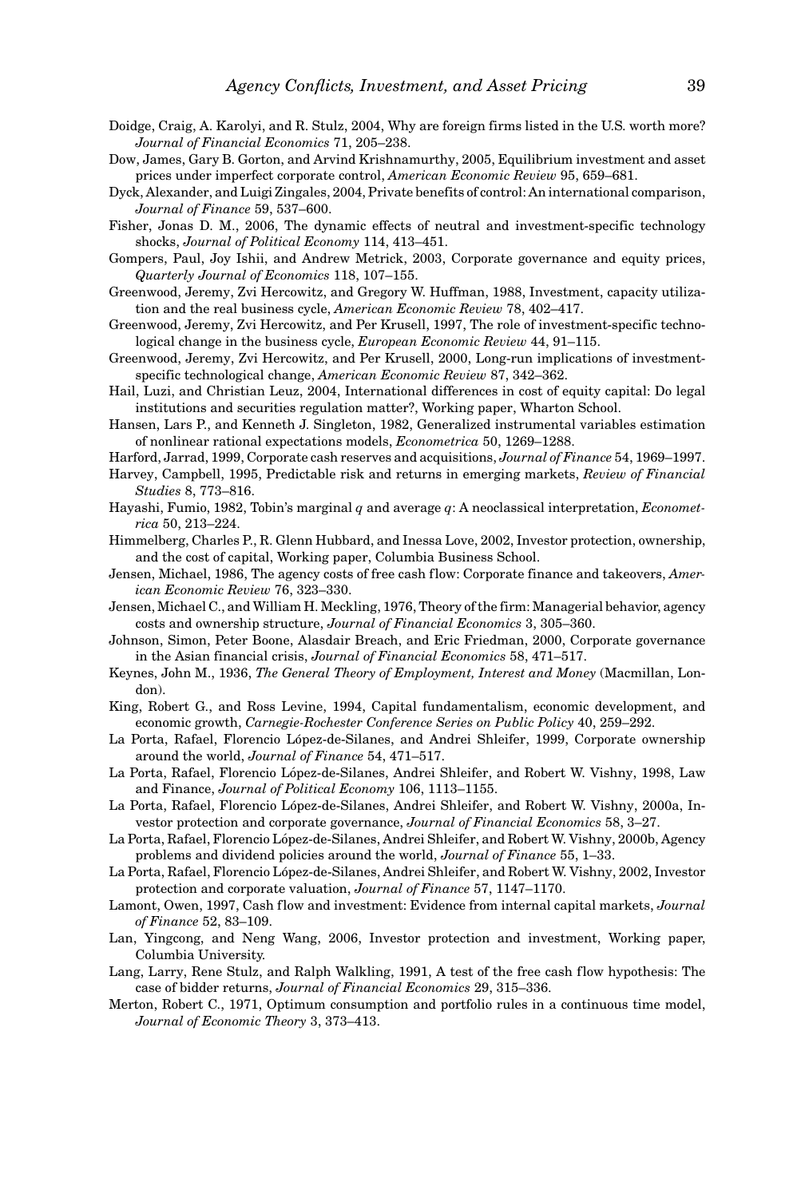Doidge, Craig, A. Karolyi, and R. Stulz, 2004, Why are foreign firms listed in the U.S. worth more? *Journal of Financial Economics* 71, 205–238.

Dow, James, Gary B. Gorton, and Arvind Krishnamurthy, 2005, Equilibrium investment and asset prices under imperfect corporate control, *American Economic Review* 95, 659–681.

Dyck, Alexander, and Luigi Zingales, 2004, Private benefits of control: An international comparison, *Journal of Finance* 59, 537–600.

Fisher, Jonas D. M., 2006, The dynamic effects of neutral and investment-specific technology shocks, *Journal of Political Economy* 114, 413–451.

Gompers, Paul, Joy Ishii, and Andrew Metrick, 2003, Corporate governance and equity prices, *Quarterly Journal of Economics* 118, 107–155.

Greenwood, Jeremy, Zvi Hercowitz, and Gregory W. Huffman, 1988, Investment, capacity utilization and the real business cycle, *American Economic Review* 78, 402–417.

Greenwood, Jeremy, Zvi Hercowitz, and Per Krusell, 1997, The role of investment-specific technological change in the business cycle, *European Economic Review* 44, 91–115.

Greenwood, Jeremy, Zvi Hercowitz, and Per Krusell, 2000, Long-run implications of investment-specific technological change, *American Economic Review* 87, 342–362.

Hail, Luzi, and Christian Leuz, 2004, International differences in cost of equity capital: Do legal institutions and securities regulation matter?, Working paper, Wharton School.

Hansen, Lars P., and Kenneth J. Singleton, 1982, Generalized instrumental variables estimation of nonlinear rational expectations models, *Econometrica* 50, 1269–1288.

Harford, Jarrad, 1999, Corporate cash reserves and acquisitions, *Journal of Finance* 54, 1969–1997.

Harvey, Campbell, 1995, Predictable risk and returns in emerging markets, *Review of Financial Studies* 8, 773–816.

Hayashi, Fumio, 1982, Tobin's marginal $q$ and average $q$: A neoclassical interpretation, *Econometrica* 50, 213–224.

Himmelberg, Charles P., R. Glenn Hubbard, and Inessa Love, 2002, Investor protection, ownership, and the cost of capital, Working paper, Columbia Business School.

Jensen, Michael, 1986, The agency costs of free cash flow: Corporate finance and takeovers, *American Economic Review* 76, 323–330.

Jensen, Michael C., and William H. Meckling, 1976, Theory of the firm: Managerial behavior, agency costs and ownership structure, *Journal of Financial Economics* 3, 305–360.

Johnson, Simon, Peter Boone, Alasdair Breach, and Eric Friedman, 2000, Corporate governance in the Asian financial crisis, *Journal of Financial Economics* 58, 471–517.

Keynes, John M., 1936, *The General Theory of Employment, Interest and Money* (Macmillan, London).

King, Robert G., and Ross Levine, 1994, Capital fundamentalism, economic development, and economic growth, *Carnegie-Rochester Conference Series on Public Policy* 40, 259–292.

La Porta, Rafael, Florencio López-de-Silanes, and Andrei Shleifer, 1999, Corporate ownership around the world, *Journal of Finance* 54, 471–517.

La Porta, Rafael, Florencio López-de-Silanes, Andrei Shleifer, and Robert W. Vishny, 1998, Law and Finance, *Journal of Political Economy* 106, 1113–1155.

La Porta, Rafael, Florencio López-de-Silanes, Andrei Shleifer, and Robert W. Vishny, 2000a, Investor protection and corporate governance, *Journal of Financial Economics* 58, 3–27.

La Porta, Rafael, Florencio López-de-Silanes, Andrei Shleifer, and Robert W. Vishny, 2000b, Agency problems and dividend policies around the world, *Journal of Finance* 55, 1–33.

La Porta, Rafael, Florencio López-de-Silanes, Andrei Shleifer, and Robert W. Vishny, 2002, Investor protection and corporate valuation, *Journal of Finance* 57, 1147–1170.

Lamont, Owen, 1997, Cash flow and investment: Evidence from internal capital markets, *Journal of Finance* 52, 83–109.

Lan, Yingcong, and Neng Wang, 2006, Investor protection and investment, Working paper, Columbia University.

Lang, Larry, Rene Stulz, and Ralph Walkling, 1991, A test of the free cash flow hypothesis: The case of bidder returns, *Journal of Financial Economics* 29, 315–336.

Merton, Robert C., 1971, Optimum consumption and portfolio rules in a continuous time model, *Journal of Economic Theory* 3, 373–413.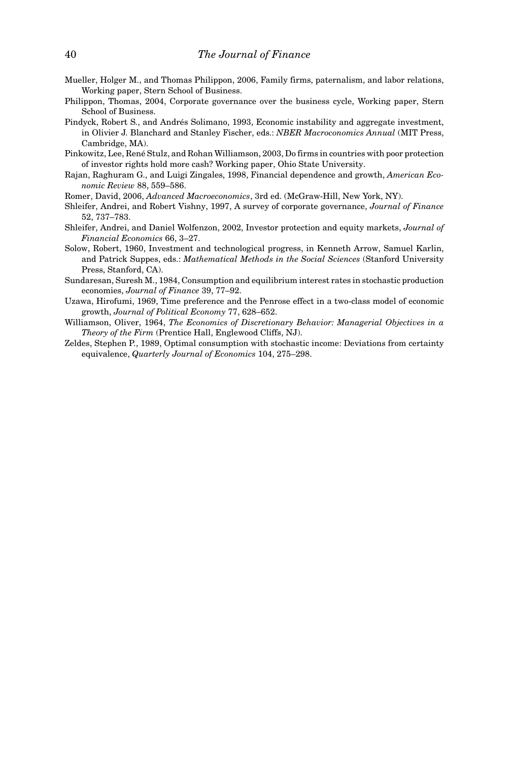Mueller, Holger M., and Thomas Philippon, 2006, Family firms, paternalism, and labor relations, Working paper, Stern School of Business.

Philippon, Thomas, 2004, Corporate governance over the business cycle, Working paper, Stern School of Business.

Pindyck, Robert S., and Andrés Solimano, 1993, Economic instability and aggregate investment, in Olivier J. Blanchard and Stanley Fischer, eds.: *NBER Macroconomics Annual* (MIT Press, Cambridge, MA).

Pinkowitz, Lee, René Stulz, and Rohan Williamson, 2003, Do firms in countries with poor protection of investor rights hold more cash? Working paper, Ohio State University.

Rajan, Raghuram G., and Luigi Zingales, 1998, Financial dependence and growth, *American Economic Review* 88, 559–586.

Romer, David, 2006, *Advanced Macroeconomics*, 3rd ed. (McGraw-Hill, New York, NY).

Shleifer, Andrei, and Robert Vishny, 1997, A survey of corporate governance, *Journal of Finance* 52, 737–783.

Shleifer, Andrei, and Daniel Wolfenzon, 2002, Investor protection and equity markets, *Journal of Financial Economics* 66, 3–27.

Solow, Robert, 1960, Investment and technological progress, in Kenneth Arrow, Samuel Karlin, and Patrick Suppes, eds.: *Mathematical Methods in the Social Sciences* (Stanford University Press, Stanford, CA).

Sundaresan, Suresh M., 1984, Consumption and equilibrium interest rates in stochastic production economies, *Journal of Finance* 39, 77–92.

Uzawa, Hirofumi, 1969, Time preference and the Penrose effect in a two-class model of economic growth, *Journal of Political Economy* 77, 628–652.

Williamson, Oliver, 1964, *The Economics of Discretionary Behavior: Managerial Objectives in a Theory of the Firm* (Prentice Hall, Englewood Cliffs, NJ).

Zeldes, Stephen P., 1989, Optimal consumption with stochastic income: Deviations from certainty equivalence, *Quarterly Journal of Economics* 104, 275–298.